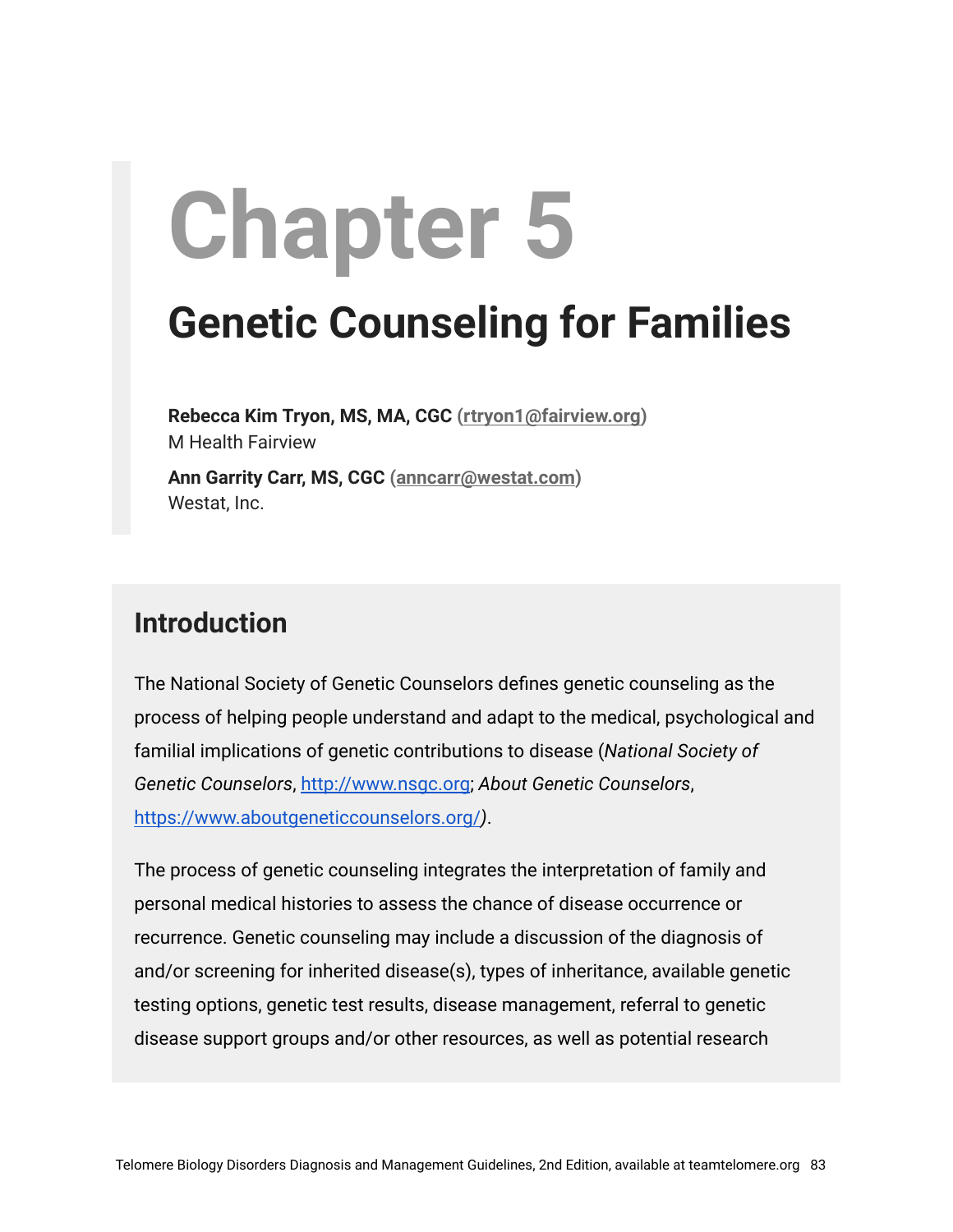# Chapter 5

## Genetic Counseling for Families

**Rebecca Kim Tryon, MS, MA, CGC** (**rtryon1@fairview.org**)
M Health Fairview

**Ann Garrity Carr, MS, CGC** (**anncarr@westat.com**)
Westat, Inc.

## Introduction

The National Society of Genetic Counselors defines genetic counseling as the process of helping people understand and adapt to the medical, psychological and familial implications of genetic contributions to disease (*National Society of Genetic Counselors*, http://www.nsgc.org; *About Genetic Counselors*, https://www.aboutgeneticcounselors.org/).

The process of genetic counseling integrates the interpretation of family and personal medical histories to assess the chance of disease occurrence or recurrence. Genetic counseling may include a discussion of the diagnosis of and/or screening for inherited disease(s), types of inheritance, available genetic testing options, genetic test results, disease management, referral to genetic disease support groups and/or other resources, as well as potential research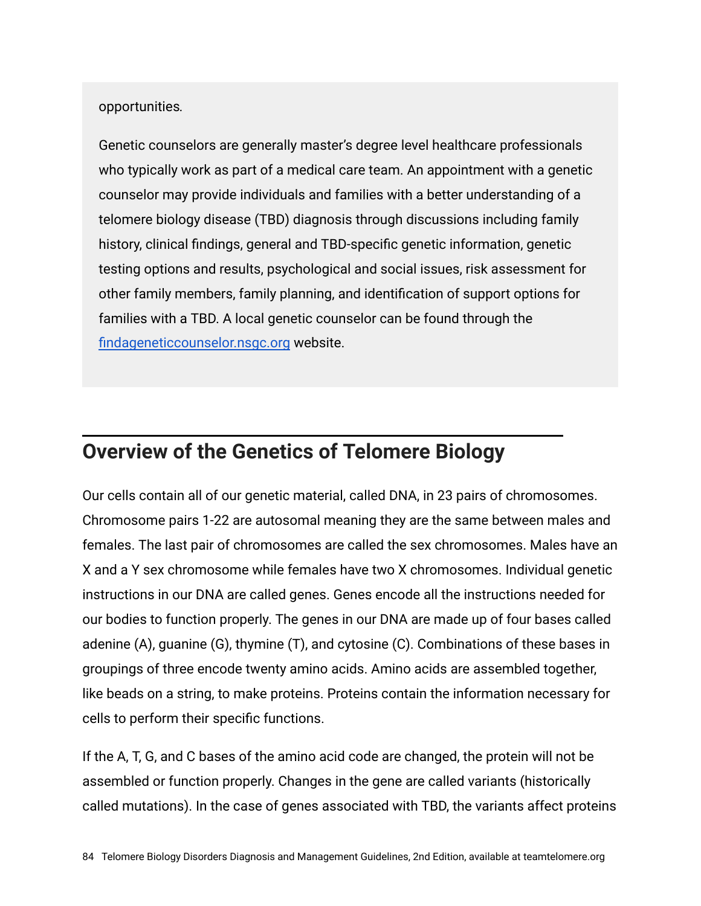opportunities.

Genetic counselors are generally master's degree level healthcare professionals who typically work as part of a medical care team. An appointment with a genetic counselor may provide individuals and families with a better understanding of a telomere biology disease (TBD) diagnosis through discussions including family history, clinical findings, general and TBD-specific genetic information, genetic testing options and results, psychological and social issues, risk assessment for other family members, family planning, and identification of support options for families with a TBD. A local genetic counselor can be found through the [findageneticcounselor.nsgc.org](findageneticcounselor.nsgc.org) website.

## Overview of the Genetics of Telomere Biology

Our cells contain all of our genetic material, called DNA, in 23 pairs of chromosomes. Chromosome pairs 1-22 are autosomal meaning they are the same between males and females. The last pair of chromosomes are called the sex chromosomes. Males have an X and a Y sex chromosome while females have two X chromosomes. Individual genetic instructions in our DNA are called genes. Genes encode all the instructions needed for our bodies to function properly. The genes in our DNA are made up of four bases called adenine (A), guanine (G), thymine (T), and cytosine (C). Combinations of these bases in groupings of three encode twenty amino acids. Amino acids are assembled together, like beads on a string, to make proteins. Proteins contain the information necessary for cells to perform their specific functions.

If the A, T, G, and C bases of the amino acid code are changed, the protein will not be assembled or function properly. Changes in the gene are called variants (historically called mutations). In the case of genes associated with TBD, the variants affect proteins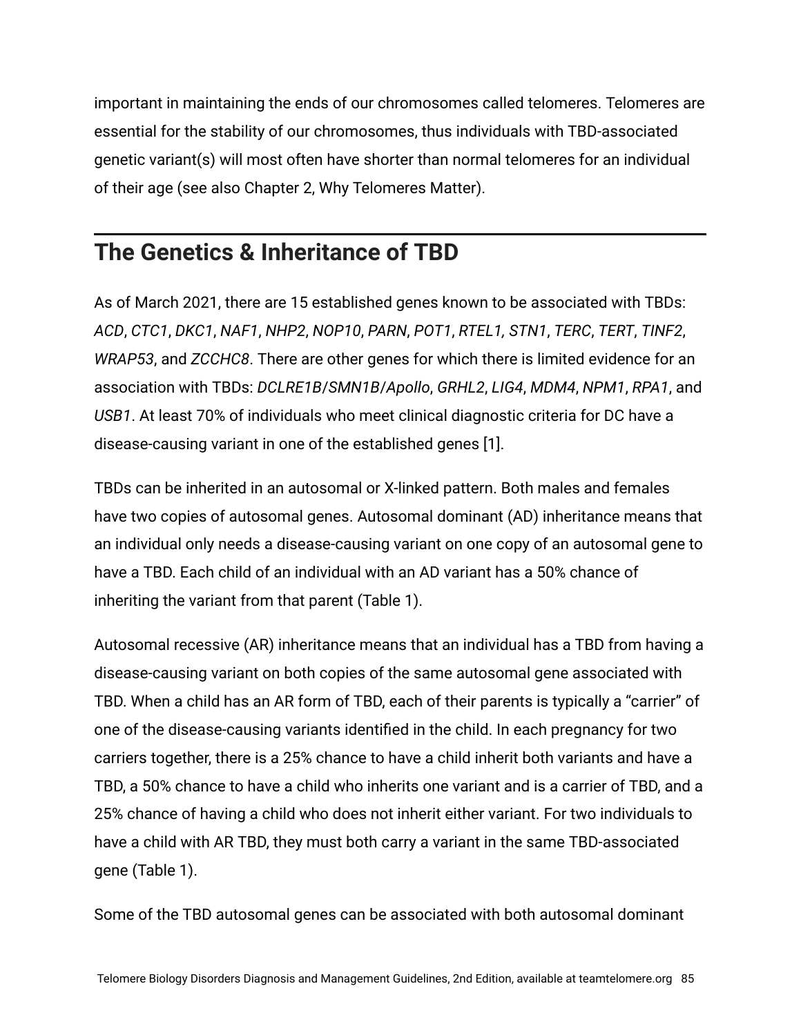important in maintaining the ends of our chromosomes called telomeres. Telomeres are essential for the stability of our chromosomes, thus individuals with TBD-associated genetic variant(s) will most often have shorter than normal telomeres for an individual of their age (see also Chapter 2, Why Telomeres Matter).

## The Genetics & Inheritance of TBD

As of March 2021, there are 15 established genes known to be associated with TBDs: *ACD*, *CTC1*, *DKC1*, *NAF1*, *NHP2*, *NOP10*, *PARN*, *POT1*, *RTEL1, STN1*, *TERC*, *TERT*, *TINF2*, *WRAP53*, and *ZCCHC8*. There are other genes for which there is limited evidence for an association with TBDs: *DCLRE1B/SMN1B/Apollo*, *GRHL2*, *LIG4*, *MDM4*, *NPM1*, *RPA1*, and *USB1*. At least 70% of individuals who meet clinical diagnostic criteria for DC have a disease-causing variant in one of the established genes [1].

TBDs can be inherited in an autosomal or X-linked pattern. Both males and females have two copies of autosomal genes. Autosomal dominant (AD) inheritance means that an individual only needs a disease-causing variant on one copy of an autosomal gene to have a TBD. Each child of an individual with an AD variant has a 50% chance of inheriting the variant from that parent (Table 1).

Autosomal recessive (AR) inheritance means that an individual has a TBD from having a disease-causing variant on both copies of the same autosomal gene associated with TBD. When a child has an AR form of TBD, each of their parents is typically a "carrier" of one of the disease-causing variants identified in the child. In each pregnancy for two carriers together, there is a 25% chance to have a child inherit both variants and have a TBD, a 50% chance to have a child who inherits one variant and is a carrier of TBD, and a 25% chance of having a child who does not inherit either variant. For two individuals to have a child with AR TBD, they must both carry a variant in the same TBD-associated gene (Table 1).

Some of the TBD autosomal genes can be associated with both autosomal dominant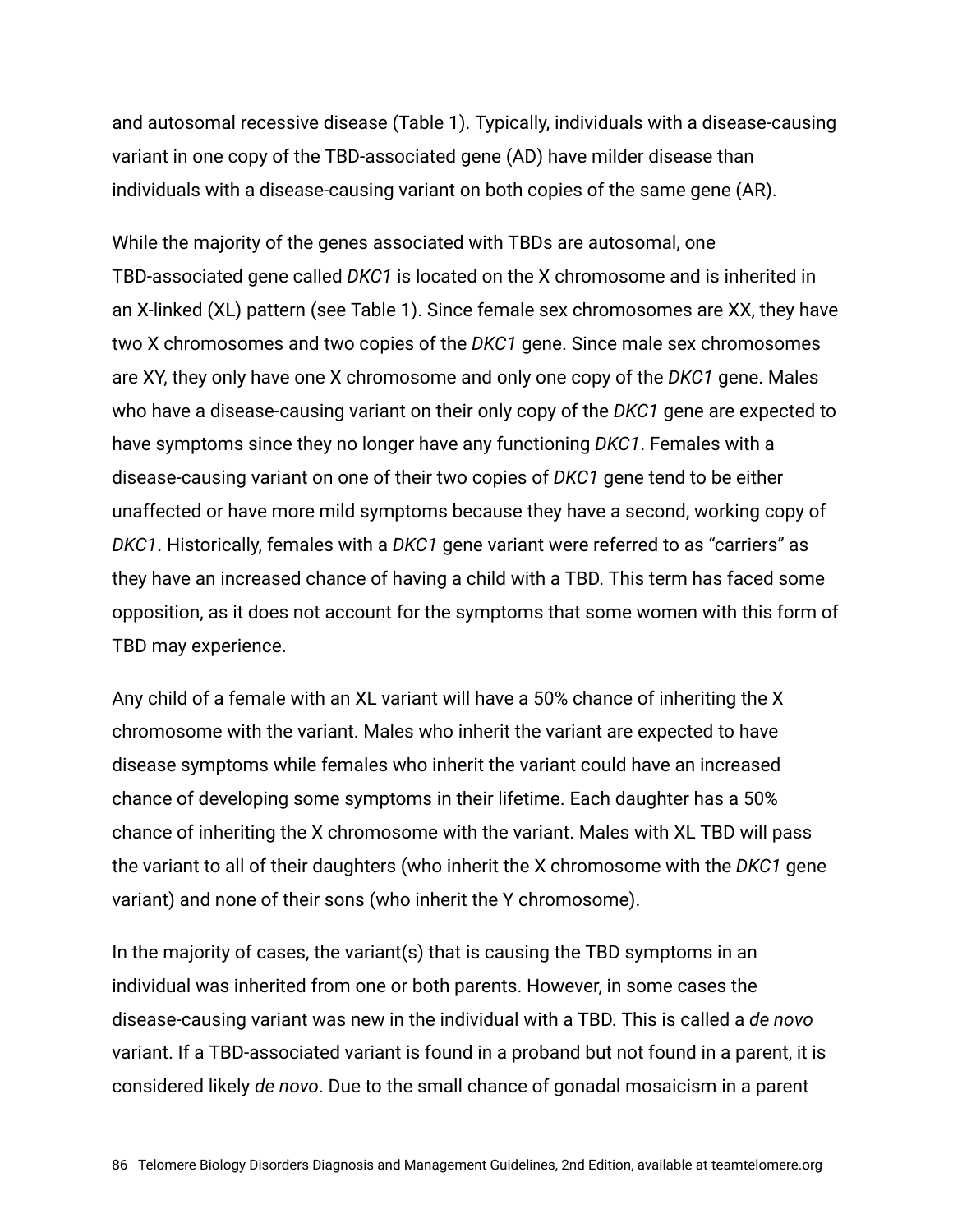and autosomal recessive disease (Table 1). Typically, individuals with a disease-causing variant in one copy of the TBD-associated gene (AD) have milder disease than individuals with a disease-causing variant on both copies of the same gene (AR).

While the majority of the genes associated with TBDs are autosomal, one TBD-associated gene called *DKC1* is located on the X chromosome and is inherited in an X-linked (XL) pattern (see Table 1). Since female sex chromosomes are XX, they have two X chromosomes and two copies of the *DKC1* gene. Since male sex chromosomes are XY, they only have one X chromosome and only one copy of the *DKC1* gene. Males who have a disease-causing variant on their only copy of the *DKC1* gene are expected to have symptoms since they no longer have any functioning *DKC1*. Females with a disease-causing variant on one of their two copies of *DKC1* gene tend to be either unaffected or have more mild symptoms because they have a second, working copy of *DKC1*. Historically, females with a *DKC1* gene variant were referred to as “carriers” as they have an increased chance of having a child with a TBD. This term has faced some opposition, as it does not account for the symptoms that some women with this form of TBD may experience.

Any child of a female with an XL variant will have a 50% chance of inheriting the X chromosome with the variant. Males who inherit the variant are expected to have disease symptoms while females who inherit the variant could have an increased chance of developing some symptoms in their lifetime. Each daughter has a 50% chance of inheriting the X chromosome with the variant. Males with XL TBD will pass the variant to all of their daughters (who inherit the X chromosome with the *DKC1* gene variant) and none of their sons (who inherit the Y chromosome).

In the majority of cases, the variant(s) that is causing the TBD symptoms in an individual was inherited from one or both parents. However, in some cases the disease-causing variant was new in the individual with a TBD. This is called a *de novo* variant. If a TBD-associated variant is found in a proband but not found in a parent, it is considered likely *de novo*. Due to the small chance of gonadal mosaicism in a parent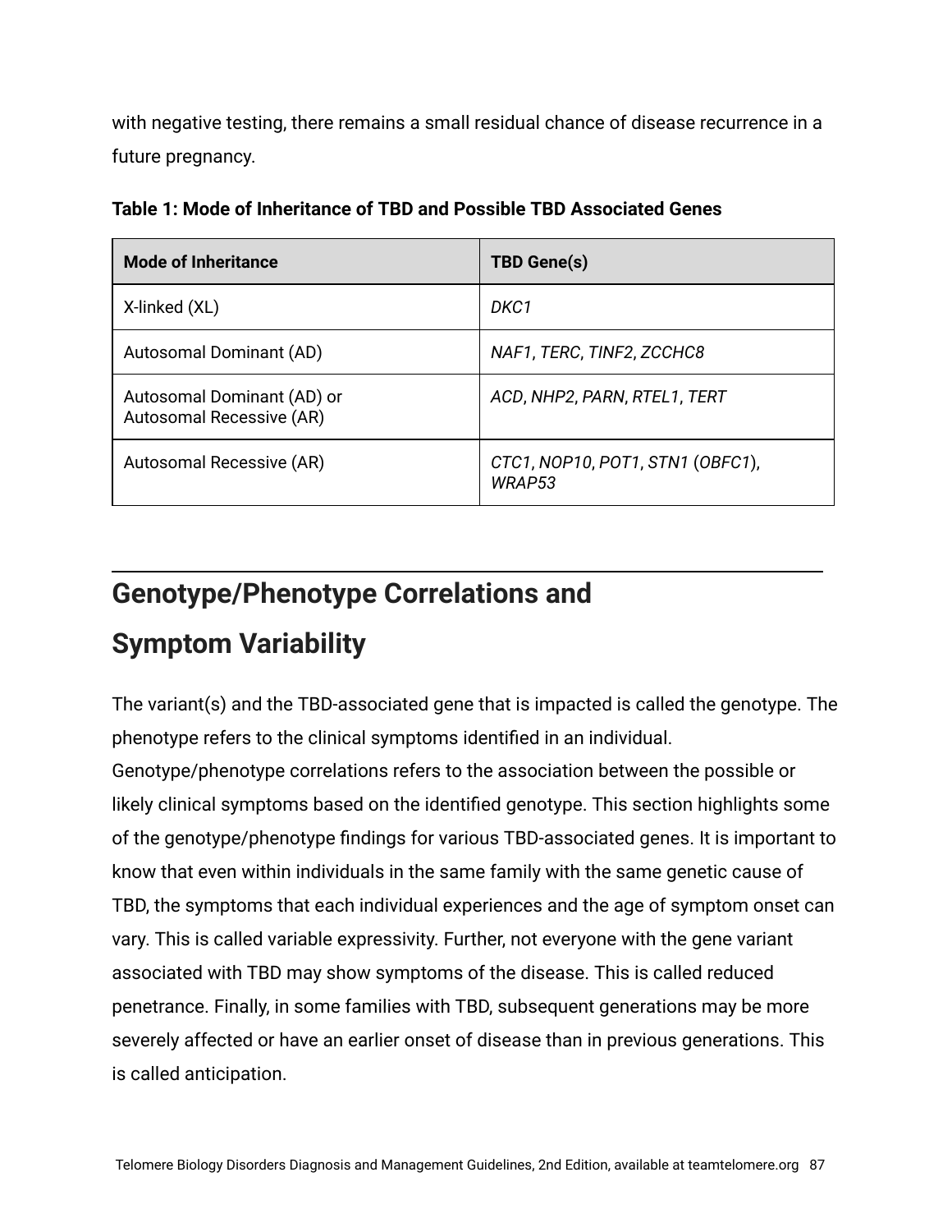with negative testing, there remains a small residual chance of disease recurrence in a future pregnancy.

**Table 1: Mode of Inheritance of TBD and Possible TBD Associated Genes**

| Mode of Inheritance | TBD Gene(s) |
| --- | --- |
| X-linked (XL) | *DKC1* |
| Autosomal Dominant (AD) | *NAF1*, *TERC*, *TINF2*, *ZCCHC8* |
| Autosomal Dominant (AD) or Autosomal Recessive (AR) | *ACD*, *NHP2*, *PARN*, *RTEL1*, *TERT* |
| Autosomal Recessive (AR) | *CTC1*, *NOP10*, *POT1*, *STN1* (*OBFC1*), *WRAP53* |

## Genotype/Phenotype Correlations and Symptom Variability

The variant(s) and the TBD-associated gene that is impacted is called the genotype. The phenotype refers to the clinical symptoms identified in an individual. Genotype/phenotype correlations refers to the association between the possible or likely clinical symptoms based on the identified genotype. This section highlights some of the genotype/phenotype findings for various TBD-associated genes. It is important to know that even within individuals in the same family with the same genetic cause of TBD, the symptoms that each individual experiences and the age of symptom onset can vary. This is called variable expressivity. Further, not everyone with the gene variant associated with TBD may show symptoms of the disease. This is called reduced penetrance. Finally, in some families with TBD, subsequent generations may be more severely affected or have an earlier onset of disease than in previous generations. This is called anticipation.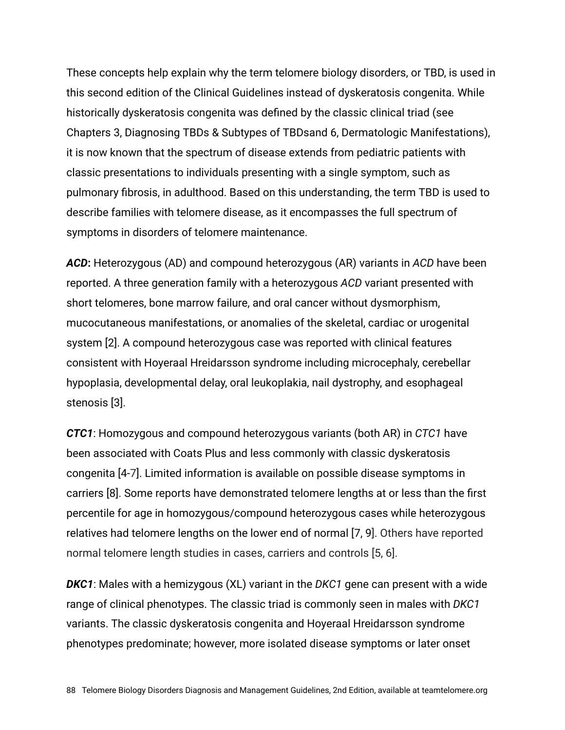These concepts help explain why the term telomere biology disorders, or TBD, is used in this second edition of the Clinical Guidelines instead of dyskeratosis congenita. While historically dyskeratosis congenita was defined by the classic clinical triad (see Chapters 3, Diagnosing TBDs & Subtypes of TBDsand 6, Dermatologic Manifestations), it is now known that the spectrum of disease extends from pediatric patients with classic presentations to individuals presenting with a single symptom, such as pulmonary fibrosis, in adulthood. Based on this understanding, the term TBD is used to describe families with telomere disease, as it encompasses the full spectrum of symptoms in disorders of telomere maintenance.

***ACD*:** Heterozygous (AD) and compound heterozygous (AR) variants in *ACD* have been reported. A three generation family with a heterozygous *ACD* variant presented with short telomeres, bone marrow failure, and oral cancer without dysmorphism, mucocutaneous manifestations, or anomalies of the skeletal, cardiac or urogenital system [2]. A compound heterozygous case was reported with clinical features consistent with Hoyeraal Hreidarsson syndrome including microcephaly, cerebellar hypoplasia, developmental delay, oral leukoplakia, nail dystrophy, and esophageal stenosis [3].

***CTC1***: Homozygous and compound heterozygous variants (both AR) in *CTC1* have been associated with Coats Plus and less commonly with classic dyskeratosis congenita [4-7]. Limited information is available on possible disease symptoms in carriers [8]. Some reports have demonstrated telomere lengths at or less than the first percentile for age in homozygous/compound heterozygous cases while heterozygous relatives had telomere lengths on the lower end of normal [7, 9]. Others have reported normal telomere length studies in cases, carriers and controls [5, 6].

***DKC1***: Males with a hemizygous (XL) variant in the *DKC1* gene can present with a wide range of clinical phenotypes. The classic triad is commonly seen in males with *DKC1* variants. The classic dyskeratosis congenita and Hoyeraal Hreidarsson syndrome phenotypes predominate; however, more isolated disease symptoms or later onset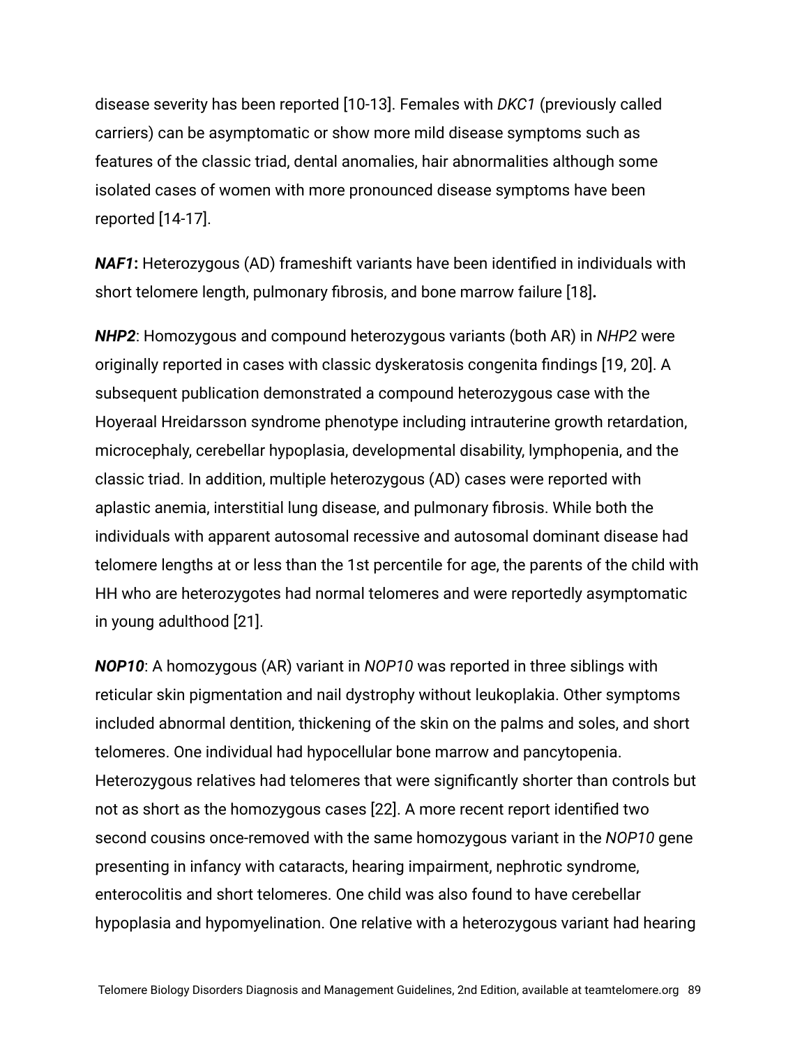disease severity has been reported [10-13]. Females with *DKC1* (previously called carriers) can be asymptomatic or show more mild disease symptoms such as features of the classic triad, dental anomalies, hair abnormalities although some isolated cases of women with more pronounced disease symptoms have been reported [14-17].

***NAF1*:** Heterozygous (AD) frameshift variants have been identified in individuals with short telomere length, pulmonary fibrosis, and bone marrow failure [18]**.**

***NHP2***: Homozygous and compound heterozygous variants (both AR) in *NHP2* were originally reported in cases with classic dyskeratosis congenita findings [19, 20]. A subsequent publication demonstrated a compound heterozygous case with the Hoyeraal Hreidarsson syndrome phenotype including intrauterine growth retardation, microcephaly, cerebellar hypoplasia, developmental disability, lymphopenia, and the classic triad. In addition, multiple heterozygous (AD) cases were reported with aplastic anemia, interstitial lung disease, and pulmonary fibrosis. While both the individuals with apparent autosomal recessive and autosomal dominant disease had telomere lengths at or less than the 1st percentile for age, the parents of the child with HH who are heterozygotes had normal telomeres and were reportedly asymptomatic in young adulthood [21].

***NOP10***: A homozygous (AR) variant in *NOP10* was reported in three siblings with reticular skin pigmentation and nail dystrophy without leukoplakia. Other symptoms included abnormal dentition, thickening of the skin on the palms and soles, and short telomeres. One individual had hypocellular bone marrow and pancytopenia. Heterozygous relatives had telomeres that were significantly shorter than controls but not as short as the homozygous cases [22]. A more recent report identified two second cousins once-removed with the same homozygous variant in the *NOP10* gene presenting in infancy with cataracts, hearing impairment, nephrotic syndrome, enterocolitis and short telomeres. One child was also found to have cerebellar hypoplasia and hypomyelination. One relative with a heterozygous variant had hearing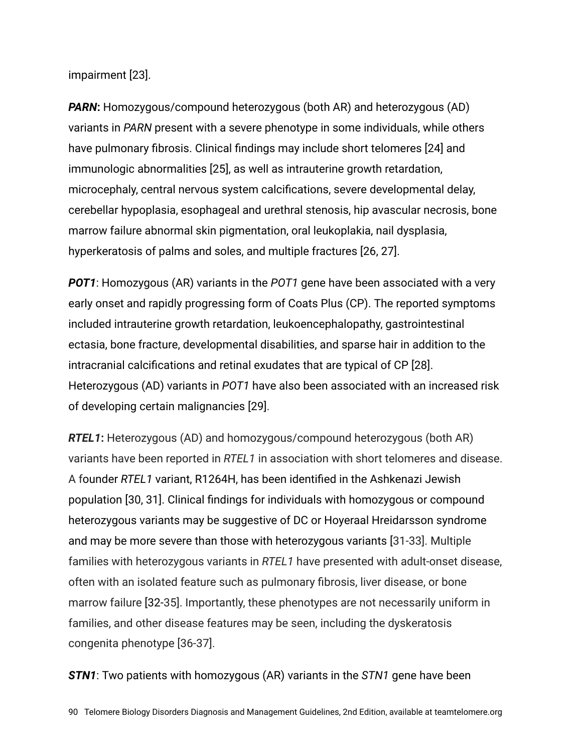impairment [23].

***PARN*:** Homozygous/compound heterozygous (both AR) and heterozygous (AD) variants in *PARN* present with a severe phenotype in some individuals, while others have pulmonary fibrosis. Clinical findings may include short telomeres [24] and immunologic abnormalities [25], as well as intrauterine growth retardation, microcephaly, central nervous system calcifications, severe developmental delay, cerebellar hypoplasia, esophageal and urethral stenosis, hip avascular necrosis, bone marrow failure abnormal skin pigmentation, oral leukoplakia, nail dysplasia, hyperkeratosis of palms and soles, and multiple fractures [26, 27].

***POT1***: Homozygous (AR) variants in the *POT1* gene have been associated with a very early onset and rapidly progressing form of Coats Plus (CP). The reported symptoms included intrauterine growth retardation, leukoencephalopathy, gastrointestinal ectasia, bone fracture, developmental disabilities, and sparse hair in addition to the intracranial calcifications and retinal exudates that are typical of CP [28]. Heterozygous (AD) variants in *POT1* have also been associated with an increased risk of developing certain malignancies [29].

***RTEL1*:** Heterozygous (AD) and homozygous/compound heterozygous (both AR) variants have been reported in *RTEL1* in association with short telomeres and disease. A founder *RTEL1* variant, R1264H, has been identified in the Ashkenazi Jewish population [30, 31]. Clinical findings for individuals with homozygous or compound heterozygous variants may be suggestive of DC or Hoyeraal Hreidarsson syndrome and may be more severe than those with heterozygous variants [31-33]. Multiple families with heterozygous variants in *RTEL1* have presented with adult-onset disease, often with an isolated feature such as pulmonary fibrosis, liver disease, or bone marrow failure [32-35]. Importantly, these phenotypes are not necessarily uniform in families, and other disease features may be seen, including the dyskeratosis congenita phenotype [36-37].

***STN1***: Two patients with homozygous (AR) variants in the *STN1* gene have been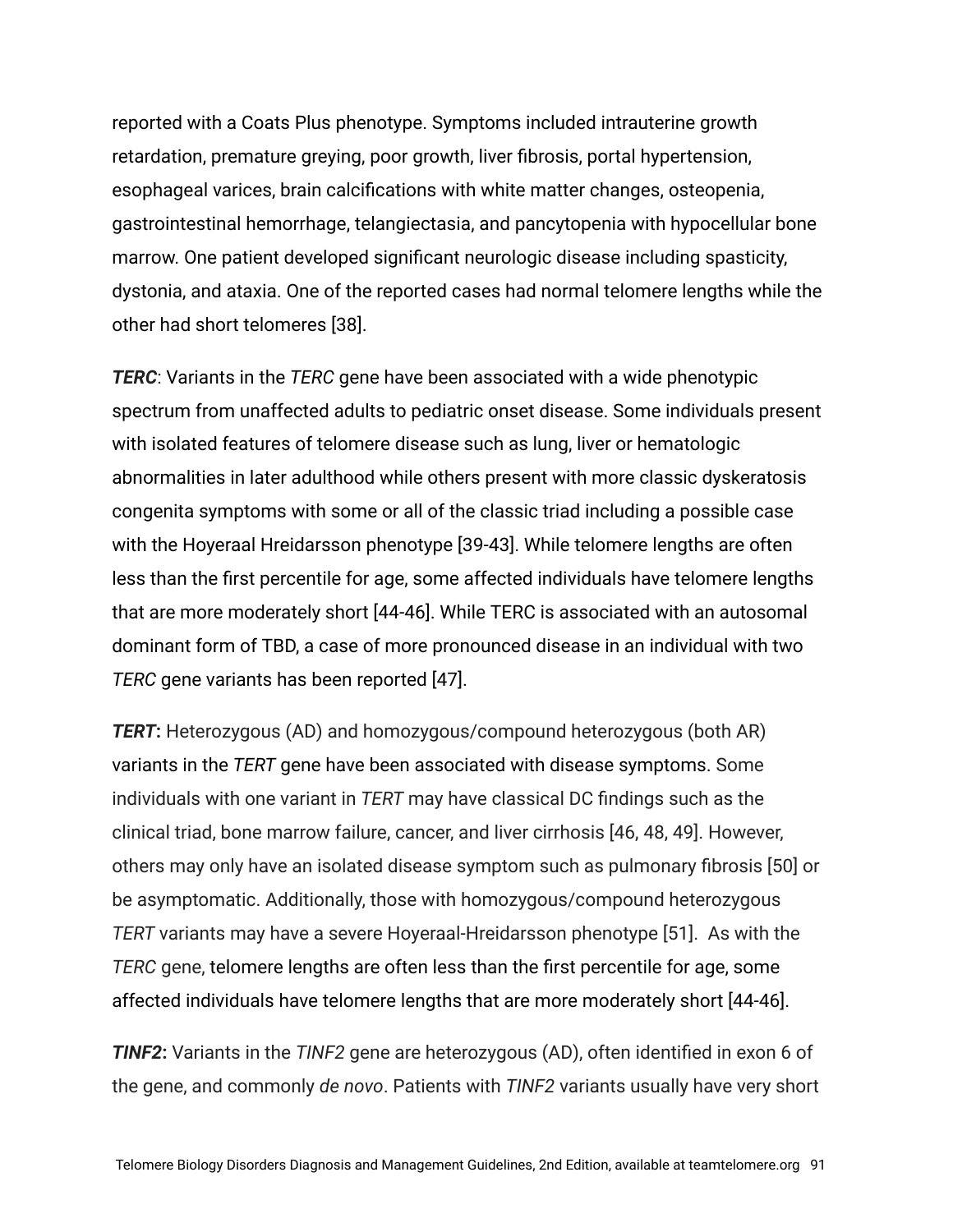reported with a Coats Plus phenotype. Symptoms included intrauterine growth retardation, premature greying, poor growth, liver fibrosis, portal hypertension, esophageal varices, brain calcifications with white matter changes, osteopenia, gastrointestinal hemorrhage, telangiectasia, and pancytopenia with hypocellular bone marrow. One patient developed significant neurologic disease including spasticity, dystonia, and ataxia. One of the reported cases had normal telomere lengths while the other had short telomeres [38].

***TERC***: Variants in the *TERC* gene have been associated with a wide phenotypic spectrum from unaffected adults to pediatric onset disease. Some individuals present with isolated features of telomere disease such as lung, liver or hematologic abnormalities in later adulthood while others present with more classic dyskeratosis congenita symptoms with some or all of the classic triad including a possible case with the Hoyeraal Hreidarsson phenotype [39-43]. While telomere lengths are often less than the first percentile for age, some affected individuals have telomere lengths that are more moderately short [44-46]. While TERC is associated with an autosomal dominant form of TBD, a case of more pronounced disease in an individual with two *TERC* gene variants has been reported [47].

***TERT*:** Heterozygous (AD) and homozygous/compound heterozygous (both AR) variants in the *TERT* gene have been associated with disease symptoms. Some individuals with one variant in *TERT* may have classical DC findings such as the clinical triad, bone marrow failure, cancer, and liver cirrhosis [46, 48, 49]. However, others may only have an isolated disease symptom such as pulmonary fibrosis [50] or be asymptomatic. Additionally, those with homozygous/compound heterozygous *TERT* variants may have a severe Hoyeraal-Hreidarsson phenotype [51]. As with the *TERC* gene, telomere lengths are often less than the first percentile for age, some affected individuals have telomere lengths that are more moderately short [44-46].

***TINF2*:** Variants in the *TINF2* gene are heterozygous (AD), often identified in exon 6 of the gene, and commonly *de novo*. Patients with *TINF2* variants usually have very short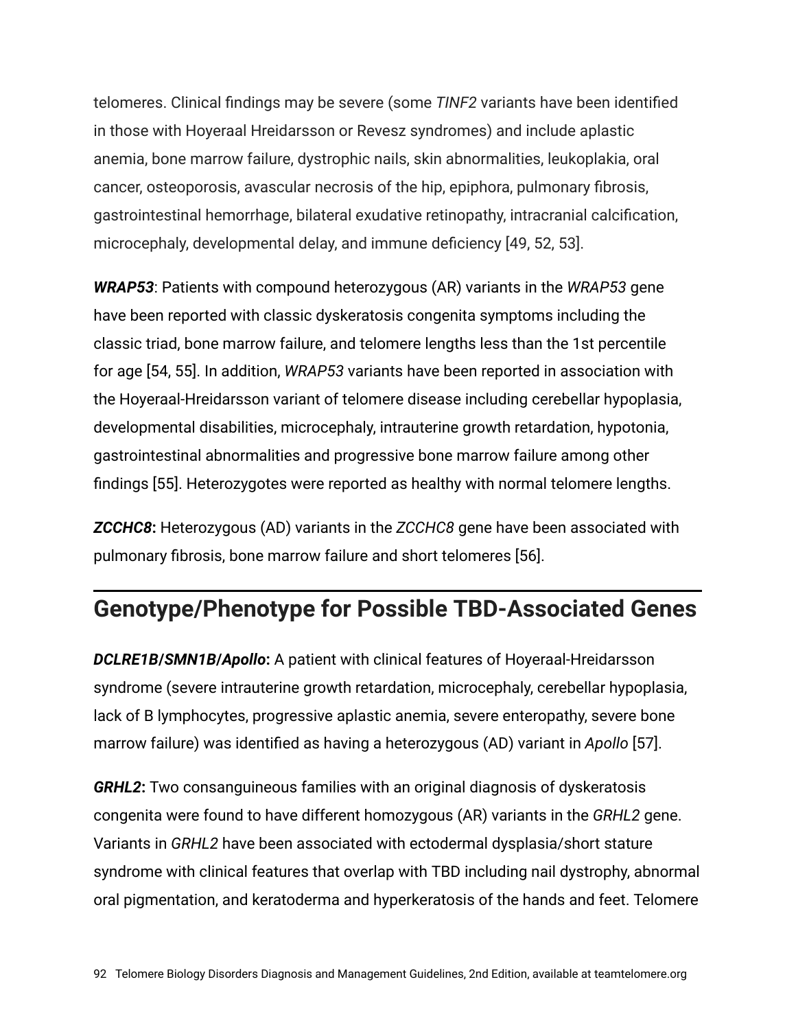telomeres. Clinical findings may be severe (some *TINF2* variants have been identified in those with Hoyeraal Hreidarsson or Revesz syndromes) and include aplastic anemia, bone marrow failure, dystrophic nails, skin abnormalities, leukoplakia, oral cancer, osteoporosis, avascular necrosis of the hip, epiphora, pulmonary fibrosis, gastrointestinal hemorrhage, bilateral exudative retinopathy, intracranial calcification, microcephaly, developmental delay, and immune deficiency [49, 52, 53].

***WRAP53***: Patients with compound heterozygous (AR) variants in the *WRAP53* gene have been reported with classic dyskeratosis congenita symptoms including the classic triad, bone marrow failure, and telomere lengths less than the 1st percentile for age [54, 55]. In addition, *WRAP53* variants have been reported in association with the Hoyeraal-Hreidarsson variant of telomere disease including cerebellar hypoplasia, developmental disabilities, microcephaly, intrauterine growth retardation, hypotonia, gastrointestinal abnormalities and progressive bone marrow failure among other findings [55]. Heterozygotes were reported as healthy with normal telomere lengths.

***ZCCHC8*:** Heterozygous (AD) variants in the *ZCCHC8* gene have been associated with pulmonary fibrosis, bone marrow failure and short telomeres [56].

## Genotype/Phenotype for Possible TBD-Associated Genes

***DCLRE1B/SMN1B/Apollo*:** A patient with clinical features of Hoyeraal-Hreidarsson syndrome (severe intrauterine growth retardation, microcephaly, cerebellar hypoplasia, lack of B lymphocytes, progressive aplastic anemia, severe enteropathy, severe bone marrow failure) was identified as having a heterozygous (AD) variant in *Apollo* [57].

***GRHL2*:** Two consanguineous families with an original diagnosis of dyskeratosis congenita were found to have different homozygous (AR) variants in the *GRHL2* gene. Variants in *GRHL2* have been associated with ectodermal dysplasia/short stature syndrome with clinical features that overlap with TBD including nail dystrophy, abnormal oral pigmentation, and keratoderma and hyperkeratosis of the hands and feet. Telomere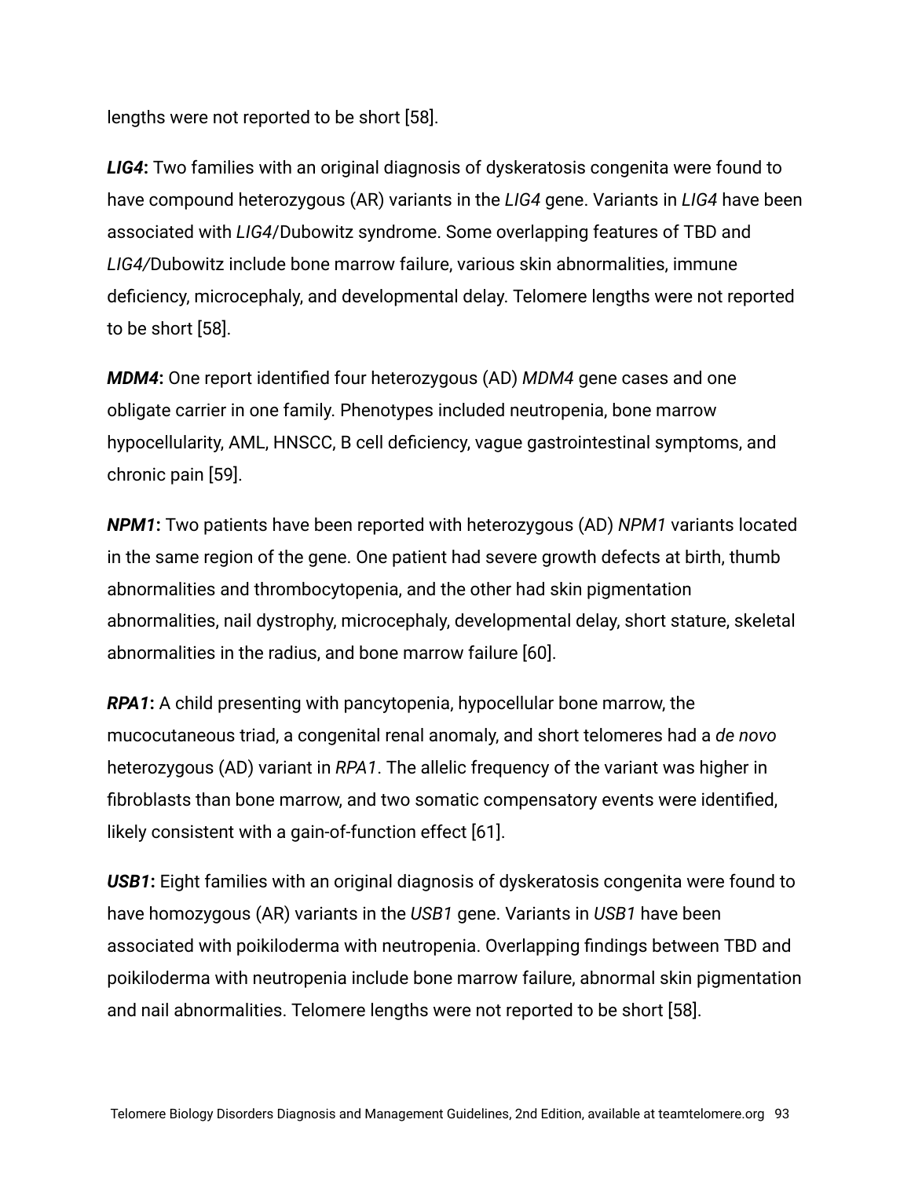lengths were not reported to be short [58].

***LIG4*:** Two families with an original diagnosis of dyskeratosis congenita were found to have compound heterozygous (AR) variants in the *LIG4* gene. Variants in *LIG4* have been associated with *LIG4*/Dubowitz syndrome. Some overlapping features of TBD and *LIG4/*Dubowitz include bone marrow failure, various skin abnormalities, immune deficiency, microcephaly, and developmental delay. Telomere lengths were not reported to be short [58].

***MDM4*:** One report identified four heterozygous (AD) *MDM4* gene cases and one obligate carrier in one family. Phenotypes included neutropenia, bone marrow hypocellularity, AML, HNSCC, B cell deficiency, vague gastrointestinal symptoms, and chronic pain [59].

***NPM1*:** Two patients have been reported with heterozygous (AD) *NPM1* variants located in the same region of the gene. One patient had severe growth defects at birth, thumb abnormalities and thrombocytopenia, and the other had skin pigmentation abnormalities, nail dystrophy, microcephaly, developmental delay, short stature, skeletal abnormalities in the radius, and bone marrow failure [60].

***RPA1*:** A child presenting with pancytopenia, hypocellular bone marrow, the mucocutaneous triad, a congenital renal anomaly, and short telomeres had a *de novo* heterozygous (AD) variant in *RPA1*. The allelic frequency of the variant was higher in fibroblasts than bone marrow, and two somatic compensatory events were identified, likely consistent with a gain-of-function effect [61].

***USB1*:** Eight families with an original diagnosis of dyskeratosis congenita were found to have homozygous (AR) variants in the *USB1* gene. Variants in *USB1* have been associated with poikiloderma with neutropenia. Overlapping findings between TBD and poikiloderma with neutropenia include bone marrow failure, abnormal skin pigmentation and nail abnormalities. Telomere lengths were not reported to be short [58].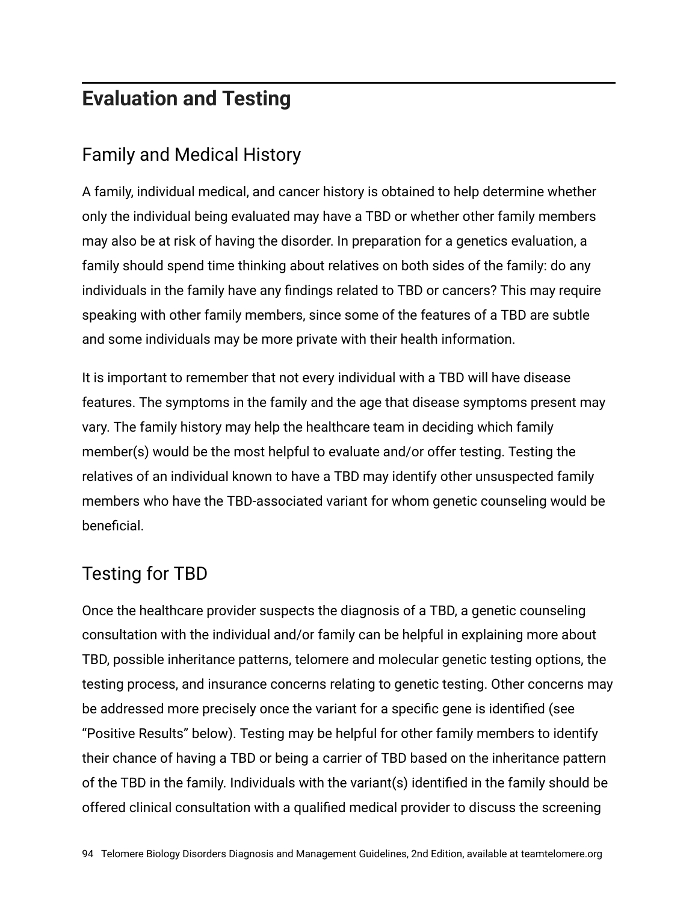# Evaluation and Testing

## Family and Medical History

A family, individual medical, and cancer history is obtained to help determine whether only the individual being evaluated may have a TBD or whether other family members may also be at risk of having the disorder. In preparation for a genetics evaluation, a family should spend time thinking about relatives on both sides of the family: do any individuals in the family have any findings related to TBD or cancers? This may require speaking with other family members, since some of the features of a TBD are subtle and some individuals may be more private with their health information.

It is important to remember that not every individual with a TBD will have disease features. The symptoms in the family and the age that disease symptoms present may vary. The family history may help the healthcare team in deciding which family member(s) would be the most helpful to evaluate and/or offer testing. Testing the relatives of an individual known to have a TBD may identify other unsuspected family members who have the TBD-associated variant for whom genetic counseling would be beneficial.

## Testing for TBD

Once the healthcare provider suspects the diagnosis of a TBD, a genetic counseling consultation with the individual and/or family can be helpful in explaining more about TBD, possible inheritance patterns, telomere and molecular genetic testing options, the testing process, and insurance concerns relating to genetic testing. Other concerns may be addressed more precisely once the variant for a specific gene is identified (see "Positive Results" below). Testing may be helpful for other family members to identify their chance of having a TBD or being a carrier of TBD based on the inheritance pattern of the TBD in the family. Individuals with the variant(s) identified in the family should be offered clinical consultation with a qualified medical provider to discuss the screening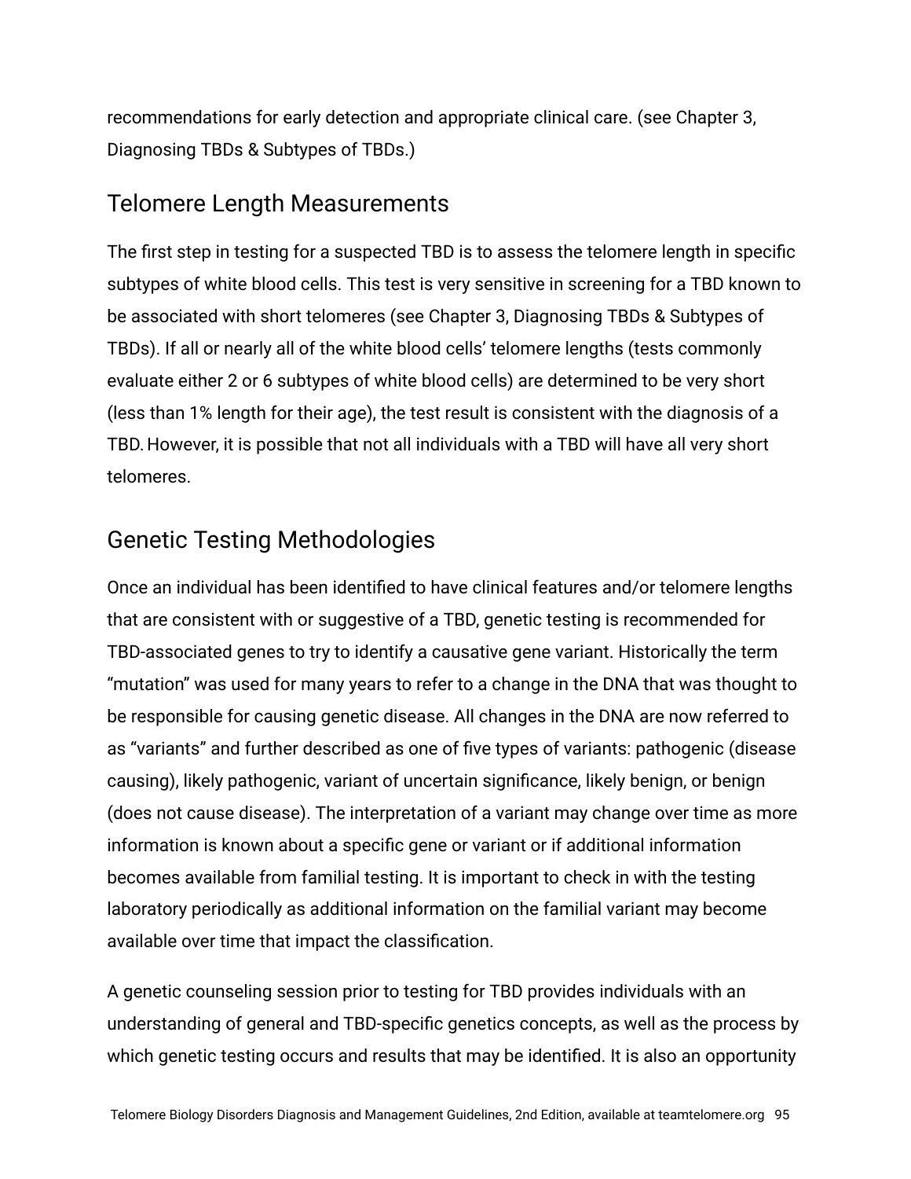recommendations for early detection and appropriate clinical care. (see Chapter 3, Diagnosing TBDs & Subtypes of TBDs.)

## Telomere Length Measurements

The first step in testing for a suspected TBD is to assess the telomere length in specific subtypes of white blood cells. This test is very sensitive in screening for a TBD known to be associated with short telomeres (see Chapter 3, Diagnosing TBDs & Subtypes of TBDs). If all or nearly all of the white blood cells' telomere lengths (tests commonly evaluate either 2 or 6 subtypes of white blood cells) are determined to be very short (less than 1% length for their age), the test result is consistent with the diagnosis of a TBD. However, it is possible that not all individuals with a TBD will have all very short telomeres.

## Genetic Testing Methodologies

Once an individual has been identified to have clinical features and/or telomere lengths that are consistent with or suggestive of a TBD, genetic testing is recommended for TBD-associated genes to try to identify a causative gene variant. Historically the term "mutation" was used for many years to refer to a change in the DNA that was thought to be responsible for causing genetic disease. All changes in the DNA are now referred to as "variants" and further described as one of five types of variants: pathogenic (disease causing), likely pathogenic, variant of uncertain significance, likely benign, or benign (does not cause disease). The interpretation of a variant may change over time as more information is known about a specific gene or variant or if additional information becomes available from familial testing. It is important to check in with the testing laboratory periodically as additional information on the familial variant may become available over time that impact the classification.

A genetic counseling session prior to testing for TBD provides individuals with an understanding of general and TBD-specific genetics concepts, as well as the process by which genetic testing occurs and results that may be identified. It is also an opportunity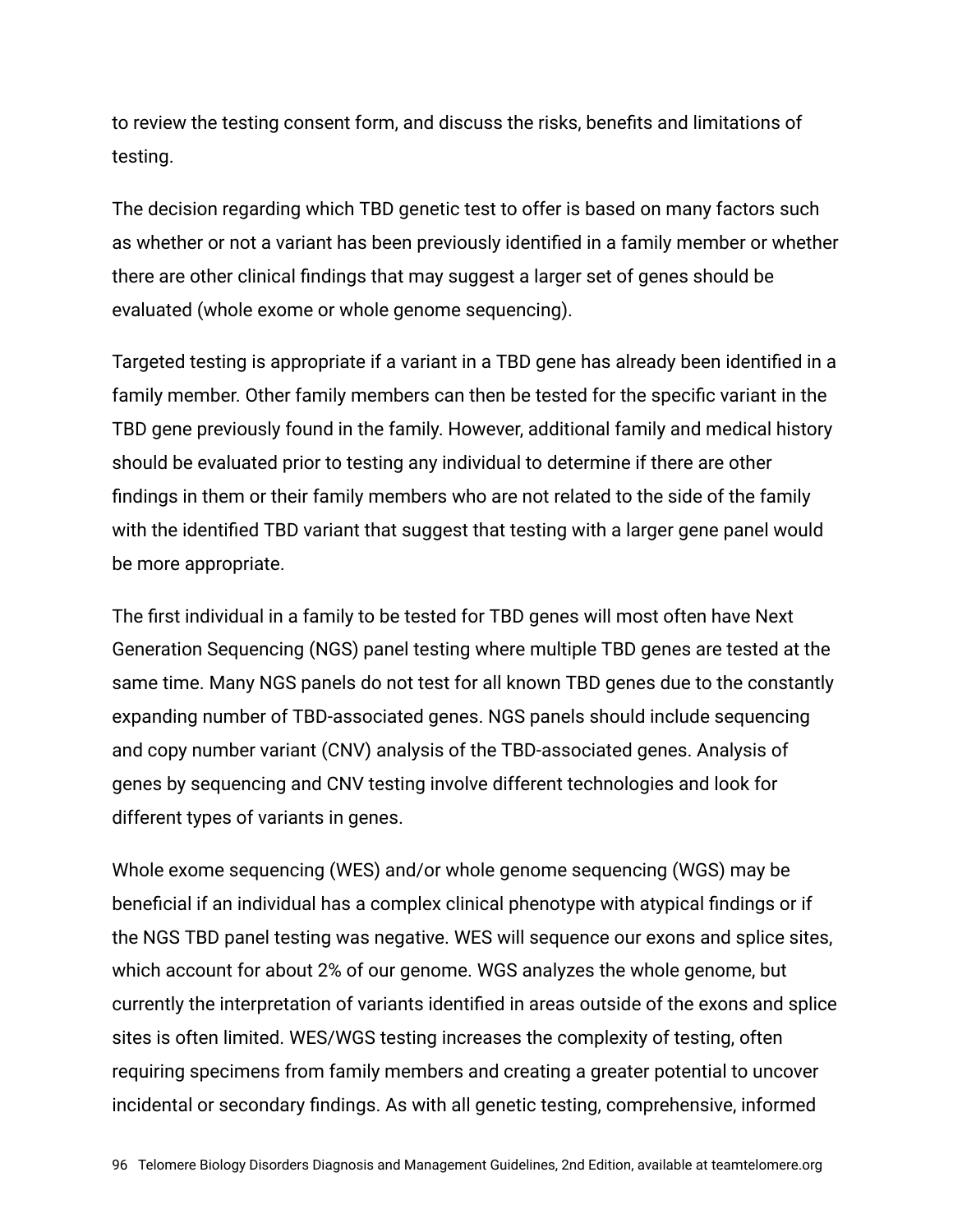to review the testing consent form, and discuss the risks, benefits and limitations of testing.

The decision regarding which TBD genetic test to offer is based on many factors such as whether or not a variant has been previously identified in a family member or whether there are other clinical findings that may suggest a larger set of genes should be evaluated (whole exome or whole genome sequencing).

Targeted testing is appropriate if a variant in a TBD gene has already been identified in a family member. Other family members can then be tested for the specific variant in the TBD gene previously found in the family. However, additional family and medical history should be evaluated prior to testing any individual to determine if there are other findings in them or their family members who are not related to the side of the family with the identified TBD variant that suggest that testing with a larger gene panel would be more appropriate.

The first individual in a family to be tested for TBD genes will most often have Next Generation Sequencing (NGS) panel testing where multiple TBD genes are tested at the same time. Many NGS panels do not test for all known TBD genes due to the constantly expanding number of TBD-associated genes. NGS panels should include sequencing and copy number variant (CNV) analysis of the TBD-associated genes. Analysis of genes by sequencing and CNV testing involve different technologies and look for different types of variants in genes.

Whole exome sequencing (WES) and/or whole genome sequencing (WGS) may be beneficial if an individual has a complex clinical phenotype with atypical findings or if the NGS TBD panel testing was negative. WES will sequence our exons and splice sites, which account for about 2% of our genome. WGS analyzes the whole genome, but currently the interpretation of variants identified in areas outside of the exons and splice sites is often limited. WES/WGS testing increases the complexity of testing, often requiring specimens from family members and creating a greater potential to uncover incidental or secondary findings. As with all genetic testing, comprehensive, informed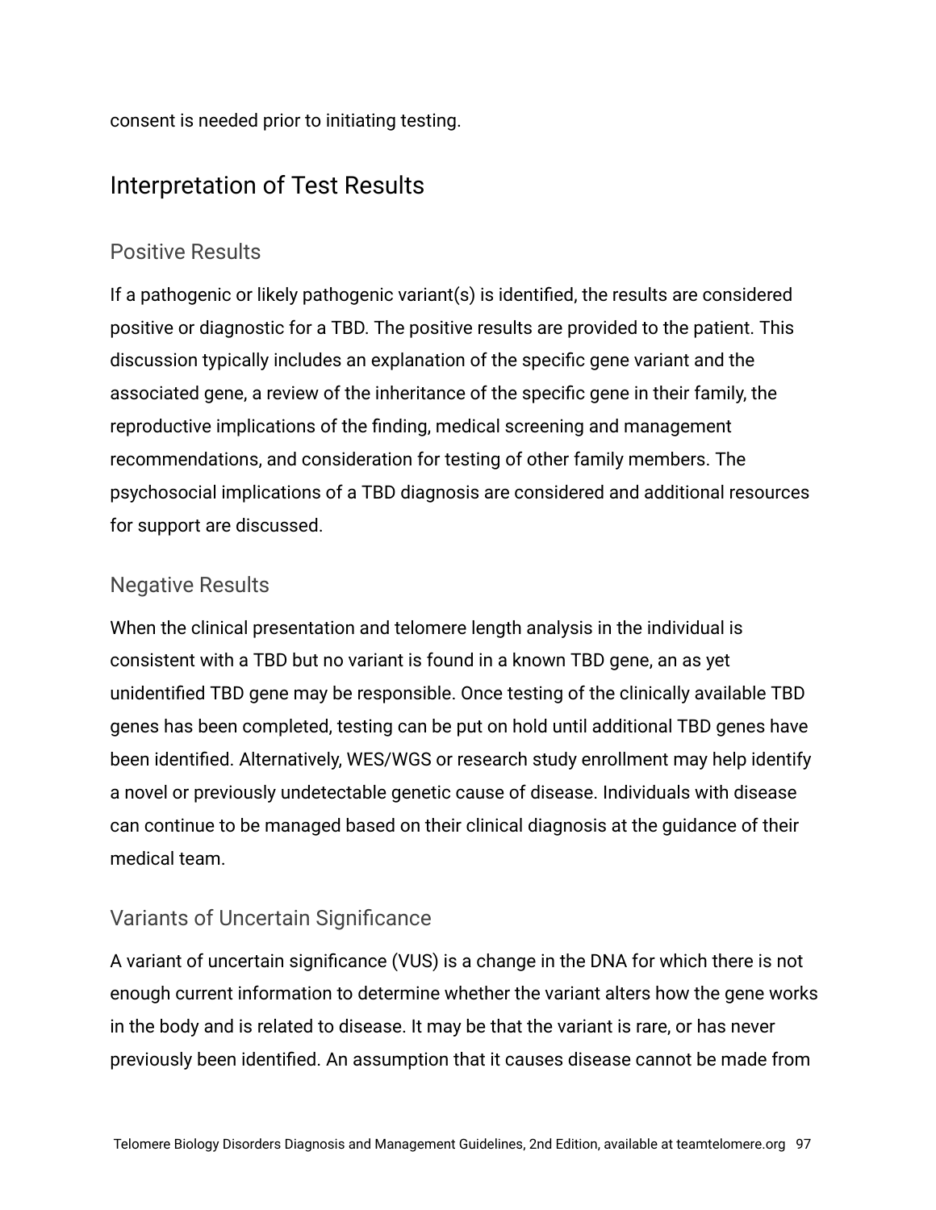consent is needed prior to initiating testing.

## Interpretation of Test Results

### Positive Results

If a pathogenic or likely pathogenic variant(s) is identified, the results are considered positive or diagnostic for a TBD. The positive results are provided to the patient. This discussion typically includes an explanation of the specific gene variant and the associated gene, a review of the inheritance of the specific gene in their family, the reproductive implications of the finding, medical screening and management recommendations, and consideration for testing of other family members. The psychosocial implications of a TBD diagnosis are considered and additional resources for support are discussed.

### Negative Results

When the clinical presentation and telomere length analysis in the individual is consistent with a TBD but no variant is found in a known TBD gene, an as yet unidentified TBD gene may be responsible. Once testing of the clinically available TBD genes has been completed, testing can be put on hold until additional TBD genes have been identified. Alternatively, WES/WGS or research study enrollment may help identify a novel or previously undetectable genetic cause of disease. Individuals with disease can continue to be managed based on their clinical diagnosis at the guidance of their medical team.

### Variants of Uncertain Significance

A variant of uncertain significance (VUS) is a change in the DNA for which there is not enough current information to determine whether the variant alters how the gene works in the body and is related to disease. It may be that the variant is rare, or has never previously been identified. An assumption that it causes disease cannot be made from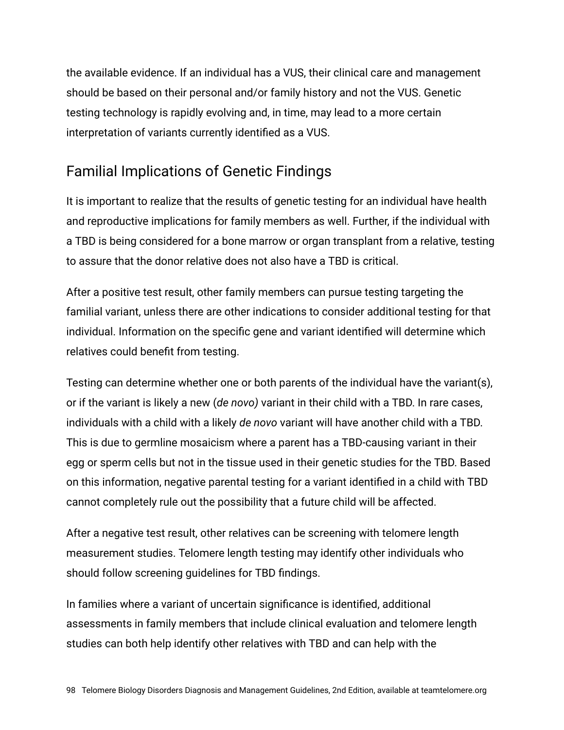the available evidence. If an individual has a VUS, their clinical care and management should be based on their personal and/or family history and not the VUS. Genetic testing technology is rapidly evolving and, in time, may lead to a more certain interpretation of variants currently identified as a VUS.

## Familial Implications of Genetic Findings

It is important to realize that the results of genetic testing for an individual have health and reproductive implications for family members as well. Further, if the individual with a TBD is being considered for a bone marrow or organ transplant from a relative, testing to assure that the donor relative does not also have a TBD is critical.

After a positive test result, other family members can pursue testing targeting the familial variant, unless there are other indications to consider additional testing for that individual. Information on the specific gene and variant identified will determine which relatives could benefit from testing.

Testing can determine whether one or both parents of the individual have the variant(s), or if the variant is likely a new (*de novo)* variant in their child with a TBD. In rare cases, individuals with a child with a likely *de novo* variant will have another child with a TBD. This is due to germline mosaicism where a parent has a TBD-causing variant in their egg or sperm cells but not in the tissue used in their genetic studies for the TBD. Based on this information, negative parental testing for a variant identified in a child with TBD cannot completely rule out the possibility that a future child will be affected.

After a negative test result, other relatives can be screening with telomere length measurement studies. Telomere length testing may identify other individuals who should follow screening guidelines for TBD findings.

In families where a variant of uncertain significance is identified, additional assessments in family members that include clinical evaluation and telomere length studies can both help identify other relatives with TBD and can help with the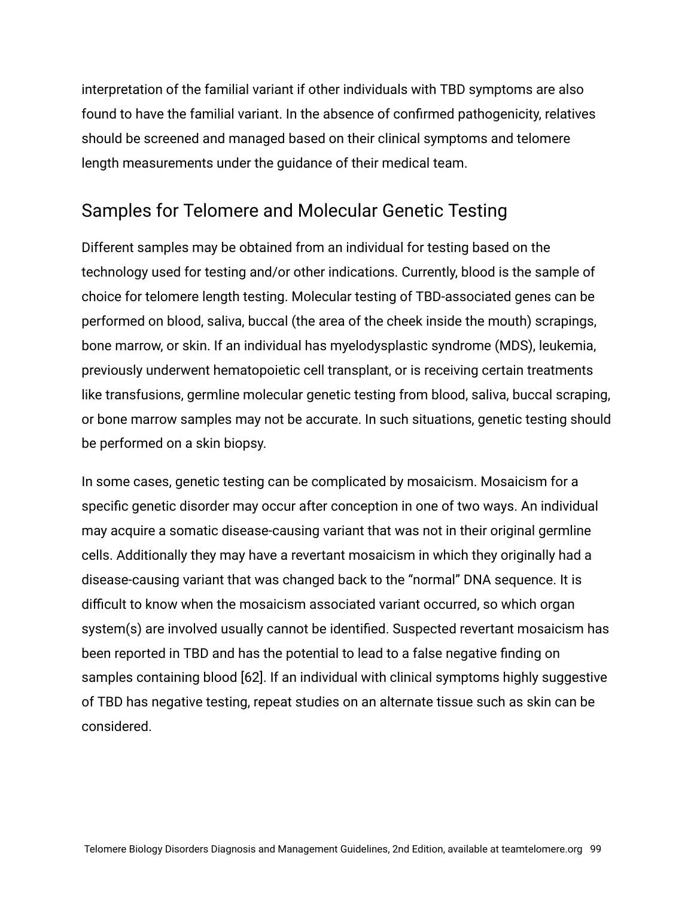interpretation of the familial variant if other individuals with TBD symptoms are also found to have the familial variant. In the absence of confirmed pathogenicity, relatives should be screened and managed based on their clinical symptoms and telomere length measurements under the guidance of their medical team.

## Samples for Telomere and Molecular Genetic Testing

Different samples may be obtained from an individual for testing based on the technology used for testing and/or other indications. Currently, blood is the sample of choice for telomere length testing. Molecular testing of TBD-associated genes can be performed on blood, saliva, buccal (the area of the cheek inside the mouth) scrapings, bone marrow, or skin. If an individual has myelodysplastic syndrome (MDS), leukemia, previously underwent hematopoietic cell transplant, or is receiving certain treatments like transfusions, germline molecular genetic testing from blood, saliva, buccal scraping, or bone marrow samples may not be accurate. In such situations, genetic testing should be performed on a skin biopsy.

In some cases, genetic testing can be complicated by mosaicism. Mosaicism for a specific genetic disorder may occur after conception in one of two ways. An individual may acquire a somatic disease-causing variant that was not in their original germline cells. Additionally they may have a revertant mosaicism in which they originally had a disease-causing variant that was changed back to the "normal" DNA sequence. It is difficult to know when the mosaicism associated variant occurred, so which organ system(s) are involved usually cannot be identified. Suspected revertant mosaicism has been reported in TBD and has the potential to lead to a false negative finding on samples containing blood [62]. If an individual with clinical symptoms highly suggestive of TBD has negative testing, repeat studies on an alternate tissue such as skin can be considered.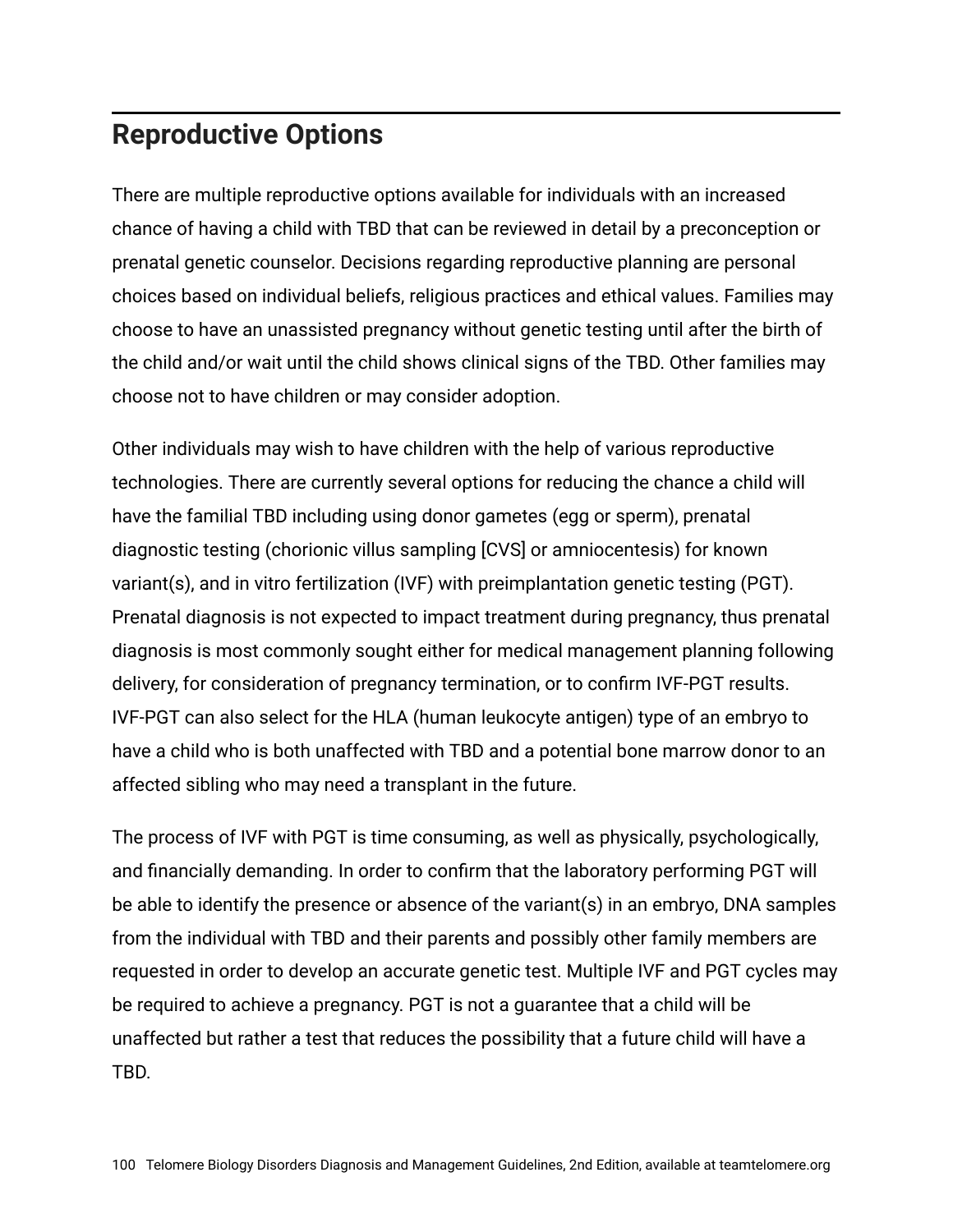## Reproductive Options

There are multiple reproductive options available for individuals with an increased chance of having a child with TBD that can be reviewed in detail by a preconception or prenatal genetic counselor. Decisions regarding reproductive planning are personal choices based on individual beliefs, religious practices and ethical values. Families may choose to have an unassisted pregnancy without genetic testing until after the birth of the child and/or wait until the child shows clinical signs of the TBD. Other families may choose not to have children or may consider adoption.

Other individuals may wish to have children with the help of various reproductive technologies. There are currently several options for reducing the chance a child will have the familial TBD including using donor gametes (egg or sperm), prenatal diagnostic testing (chorionic villus sampling [CVS] or amniocentesis) for known variant(s), and in vitro fertilization (IVF) with preimplantation genetic testing (PGT). Prenatal diagnosis is not expected to impact treatment during pregnancy, thus prenatal diagnosis is most commonly sought either for medical management planning following delivery, for consideration of pregnancy termination, or to confirm IVF-PGT results. IVF-PGT can also select for the HLA (human leukocyte antigen) type of an embryo to have a child who is both unaffected with TBD and a potential bone marrow donor to an affected sibling who may need a transplant in the future.

The process of IVF with PGT is time consuming, as well as physically, psychologically, and financially demanding. In order to confirm that the laboratory performing PGT will be able to identify the presence or absence of the variant(s) in an embryo, DNA samples from the individual with TBD and their parents and possibly other family members are requested in order to develop an accurate genetic test. Multiple IVF and PGT cycles may be required to achieve a pregnancy. PGT is not a guarantee that a child will be unaffected but rather a test that reduces the possibility that a future child will have a TBD.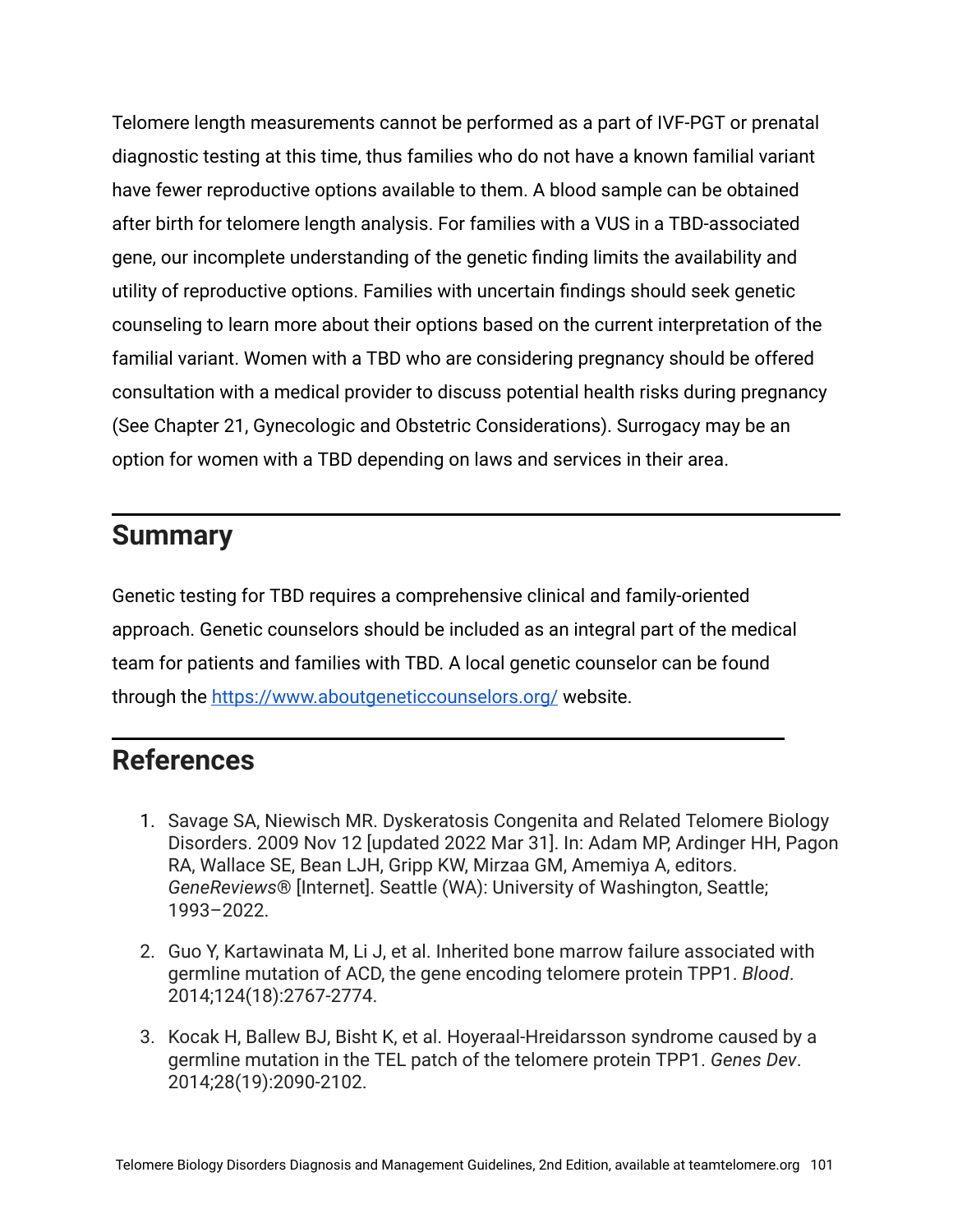Telomere length measurements cannot be performed as a part of IVF-PGT or prenatal diagnostic testing at this time, thus families who do not have a known familial variant have fewer reproductive options available to them. A blood sample can be obtained after birth for telomere length analysis. For families with a VUS in a TBD-associated gene, our incomplete understanding of the genetic finding limits the availability and utility of reproductive options. Families with uncertain findings should seek genetic counseling to learn more about their options based on the current interpretation of the familial variant. Women with a TBD who are considering pregnancy should be offered consultation with a medical provider to discuss potential health risks during pregnancy (See Chapter 21, Gynecologic and Obstetric Considerations). Surrogacy may be an option for women with a TBD depending on laws and services in their area.

## Summary

Genetic testing for TBD requires a comprehensive clinical and family-oriented approach. Genetic counselors should be included as an integral part of the medical team for patients and families with TBD. A local genetic counselor can be found through the [https://www.aboutgeneticcounselors.org/](https://www.aboutgeneticcounselors.org/) website.

## References

1. Savage SA, Niewisch MR. Dyskeratosis Congenita and Related Telomere Biology Disorders. 2009 Nov 12 [updated 2022 Mar 31]. In: Adam MP, Ardinger HH, Pagon RA, Wallace SE, Bean LJH, Gripp KW, Mirzaa GM, Amemiya A, editors. *GeneReviews*® [Internet]. Seattle (WA): University of Washington, Seattle; 1993–2022.
2. Guo Y, Kartawinata M, Li J, et al. Inherited bone marrow failure associated with germline mutation of ACD, the gene encoding telomere protein TPP1. *Blood*. 2014;124(18):2767-2774.
3. Kocak H, Ballew BJ, Bisht K, et al. Hoyeraal-Hreidarsson syndrome caused by a germline mutation in the TEL patch of the telomere protein TPP1. *Genes Dev*. 2014;28(19):2090-2102.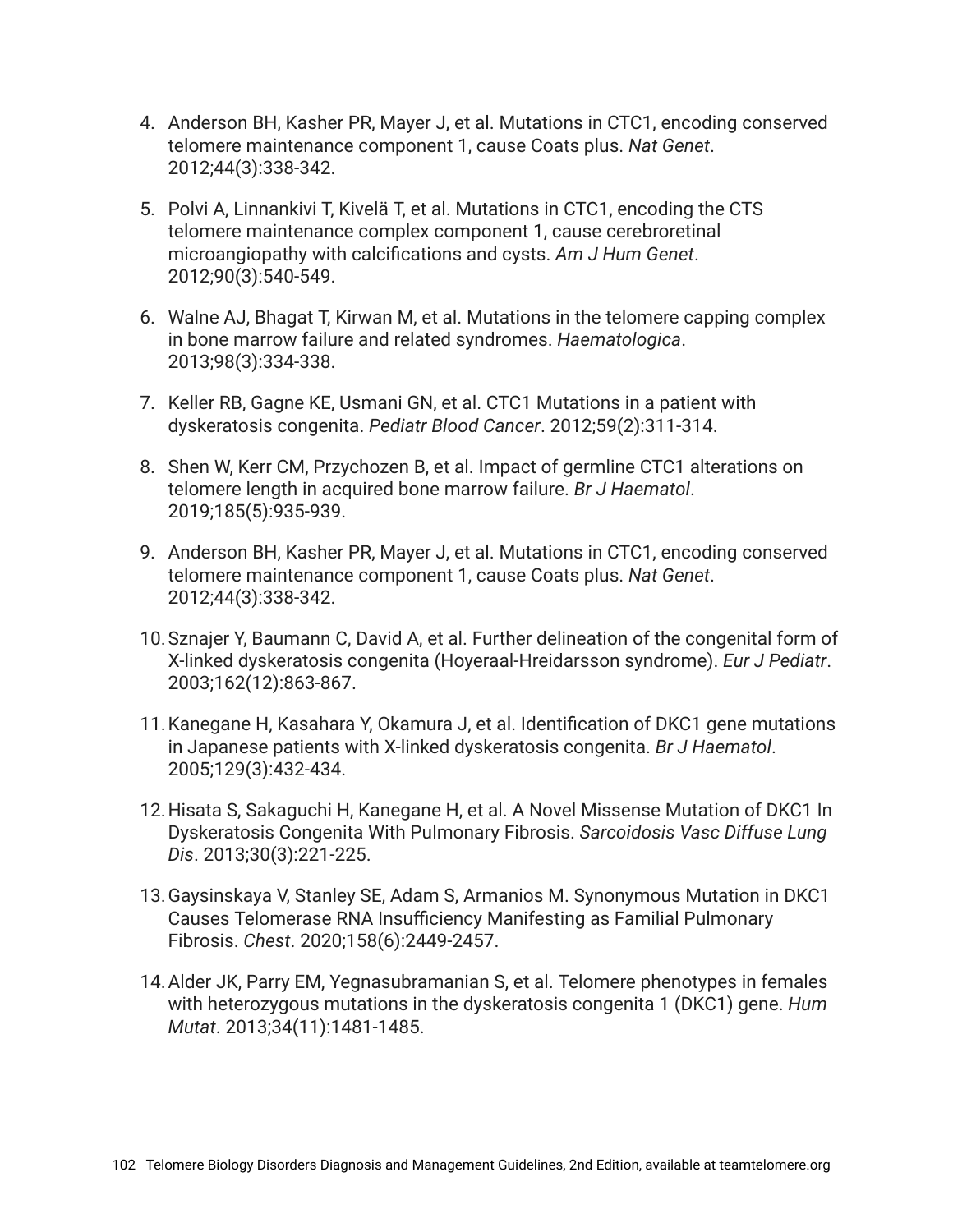4. Anderson BH, Kasher PR, Mayer J, et al. Mutations in CTC1, encoding conserved telomere maintenance component 1, cause Coats plus. *Nat Genet*. 2012;44(3):338-342.

5. Polvi A, Linnankivi T, Kivelä T, et al. Mutations in CTC1, encoding the CTS telomere maintenance complex component 1, cause cerebroretinal microangiopathy with calcifications and cysts. *Am J Hum Genet*. 2012;90(3):540-549.

6. Walne AJ, Bhagat T, Kirwan M, et al. Mutations in the telomere capping complex in bone marrow failure and related syndromes. *Haematologica*. 2013;98(3):334-338.

7. Keller RB, Gagne KE, Usmani GN, et al. CTC1 Mutations in a patient with dyskeratosis congenita. *Pediatr Blood Cancer*. 2012;59(2):311-314.

8. Shen W, Kerr CM, Przychozen B, et al. Impact of germline CTC1 alterations on telomere length in acquired bone marrow failure. *Br J Haematol*. 2019;185(5):935-939.

9. Anderson BH, Kasher PR, Mayer J, et al. Mutations in CTC1, encoding conserved telomere maintenance component 1, cause Coats plus. *Nat Genet*. 2012;44(3):338-342.

10. Sznajer Y, Baumann C, David A, et al. Further delineation of the congenital form of X-linked dyskeratosis congenita (Hoyeraal-Hreidarsson syndrome). *Eur J Pediatr*. 2003;162(12):863-867.

11. Kanegane H, Kasahara Y, Okamura J, et al. Identification of DKC1 gene mutations in Japanese patients with X-linked dyskeratosis congenita. *Br J Haematol*. 2005;129(3):432-434.

12. Hisata S, Sakaguchi H, Kanegane H, et al. A Novel Missense Mutation of DKC1 In Dyskeratosis Congenita With Pulmonary Fibrosis. *Sarcoidosis Vasc Diffuse Lung Dis*. 2013;30(3):221-225.

13. Gaysinskaya V, Stanley SE, Adam S, Armanios M. Synonymous Mutation in DKC1 Causes Telomerase RNA Insufficiency Manifesting as Familial Pulmonary Fibrosis. *Chest*. 2020;158(6):2449-2457.

14. Alder JK, Parry EM, Yegnasubramanian S, et al. Telomere phenotypes in females with heterozygous mutations in the dyskeratosis congenita 1 (DKC1) gene. *Hum Mutat*. 2013;34(11):1481-1485.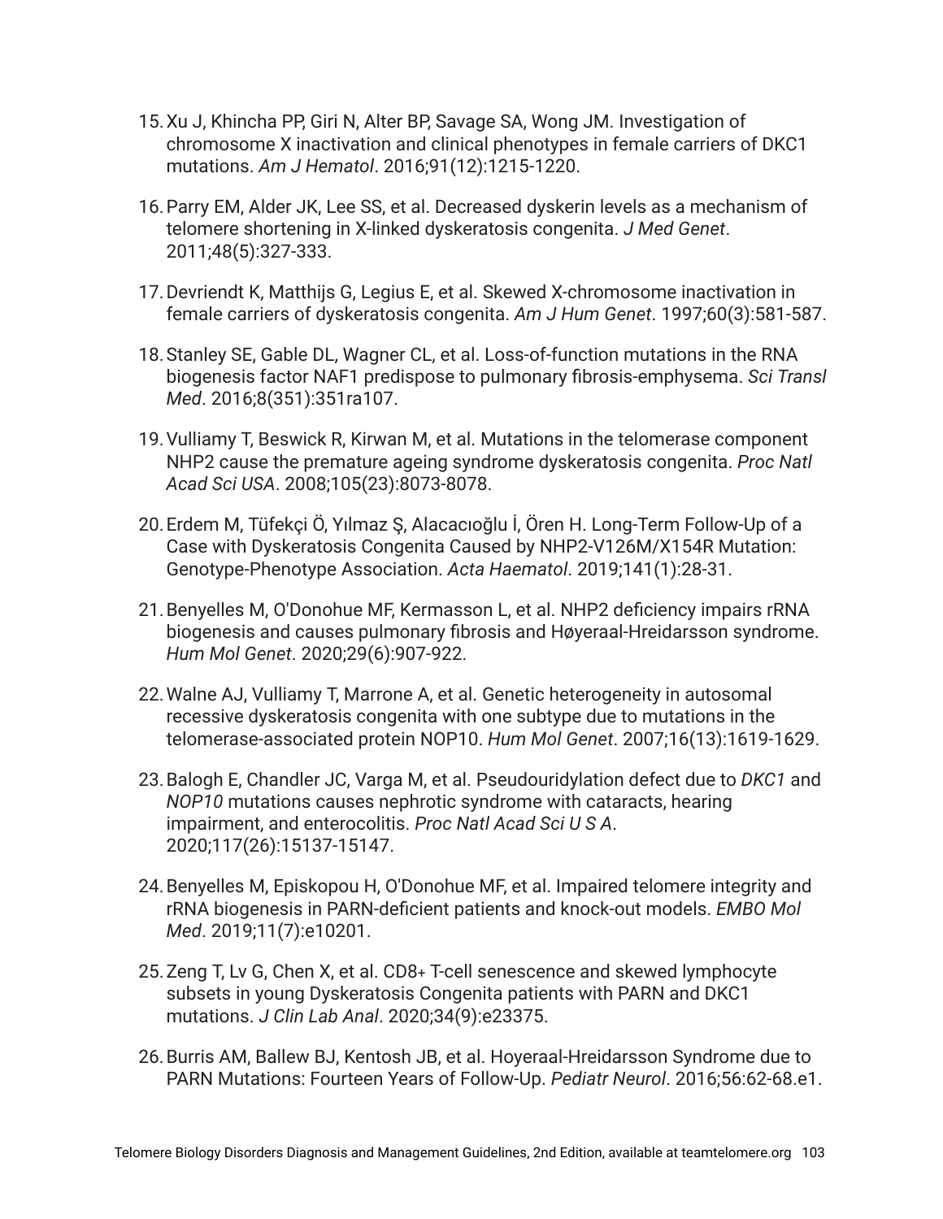15. Xu J, Khincha PP, Giri N, Alter BP, Savage SA, Wong JM. Investigation of chromosome X inactivation and clinical phenotypes in female carriers of DKC1 mutations. *Am J Hematol*. 2016;91(12):1215-1220.

16. Parry EM, Alder JK, Lee SS, et al. Decreased dyskerin levels as a mechanism of telomere shortening in X-linked dyskeratosis congenita. *J Med Genet*. 2011;48(5):327-333.

17. Devriendt K, Matthijs G, Legius E, et al. Skewed X-chromosome inactivation in female carriers of dyskeratosis congenita. *Am J Hum Genet*. 1997;60(3):581-587.

18. Stanley SE, Gable DL, Wagner CL, et al. Loss-of-function mutations in the RNA biogenesis factor NAF1 predispose to pulmonary fibrosis-emphysema. *Sci Transl Med*. 2016;8(351):351ra107.

19. Vulliamy T, Beswick R, Kirwan M, et al. Mutations in the telomerase component NHP2 cause the premature ageing syndrome dyskeratosis congenita. *Proc Natl Acad Sci USA*. 2008;105(23):8073-8078.

20. Erdem M, Tüfekçi Ö, Yılmaz Ş, Alacacıoğlu İ, Ören H. Long-Term Follow-Up of a Case with Dyskeratosis Congenita Caused by NHP2-V126M/X154R Mutation: Genotype-Phenotype Association. *Acta Haematol*. 2019;141(1):28-31.

21. Benyelles M, O'Donohue MF, Kermasson L, et al. NHP2 deficiency impairs rRNA biogenesis and causes pulmonary fibrosis and Høyeraal-Hreidarsson syndrome. *Hum Mol Genet*. 2020;29(6):907-922.

22. Walne AJ, Vulliamy T, Marrone A, et al. Genetic heterogeneity in autosomal recessive dyskeratosis congenita with one subtype due to mutations in the telomerase-associated protein NOP10. *Hum Mol Genet*. 2007;16(13):1619-1629.

23. Balogh E, Chandler JC, Varga M, et al. Pseudouridylation defect due to *DKC1* and *NOP10* mutations causes nephrotic syndrome with cataracts, hearing impairment, and enterocolitis. *Proc Natl Acad Sci U S A*. 2020;117(26):15137-15147.

24. Benyelles M, Episkopou H, O'Donohue MF, et al. Impaired telomere integrity and rRNA biogenesis in PARN-deficient patients and knock-out models. *EMBO Mol Med*. 2019;11(7):e10201.

25. Zeng T, Lv G, Chen X, et al. CD8+ T-cell senescence and skewed lymphocyte subsets in young Dyskeratosis Congenita patients with PARN and DKC1 mutations. *J Clin Lab Anal*. 2020;34(9):e23375.

26. Burris AM, Ballew BJ, Kentosh JB, et al. Hoyeraal-Hreidarsson Syndrome due to PARN Mutations: Fourteen Years of Follow-Up. *Pediatr Neurol*. 2016;56:62-68.e1.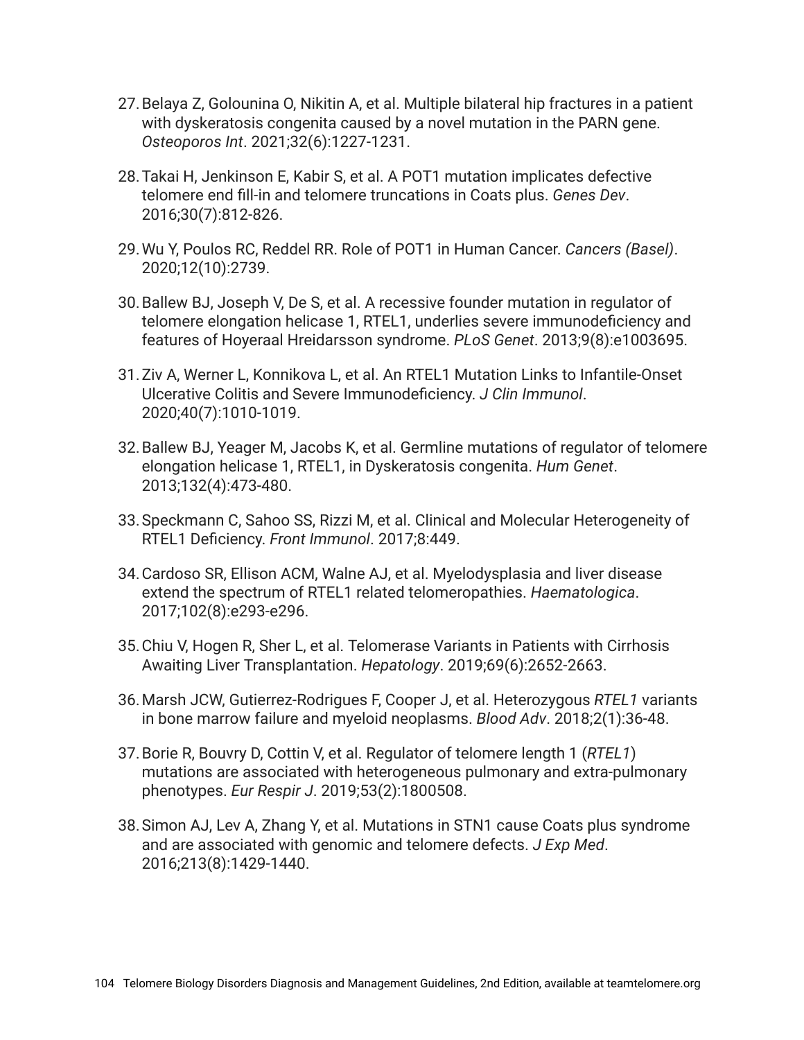27. Belaya Z, Golounina O, Nikitin A, et al. Multiple bilateral hip fractures in a patient with dyskeratosis congenita caused by a novel mutation in the PARN gene. *Osteoporos Int*. 2021;32(6):1227-1231.

28. Takai H, Jenkinson E, Kabir S, et al. A POT1 mutation implicates defective telomere end fill-in and telomere truncations in Coats plus. *Genes Dev*. 2016;30(7):812-826.

29. Wu Y, Poulos RC, Reddel RR. Role of POT1 in Human Cancer. *Cancers (Basel)*. 2020;12(10):2739.

30. Ballew BJ, Joseph V, De S, et al. A recessive founder mutation in regulator of telomere elongation helicase 1, RTEL1, underlies severe immunodeficiency and features of Hoyeraal Hreidarsson syndrome. *PLoS Genet*. 2013;9(8):e1003695.

31. Ziv A, Werner L, Konnikova L, et al. An RTEL1 Mutation Links to Infantile-Onset Ulcerative Colitis and Severe Immunodeficiency. *J Clin Immunol*. 2020;40(7):1010-1019.

32. Ballew BJ, Yeager M, Jacobs K, et al. Germline mutations of regulator of telomere elongation helicase 1, RTEL1, in Dyskeratosis congenita. *Hum Genet*. 2013;132(4):473-480.

33. Speckmann C, Sahoo SS, Rizzi M, et al. Clinical and Molecular Heterogeneity of RTEL1 Deficiency. *Front Immunol*. 2017;8:449.

34. Cardoso SR, Ellison ACM, Walne AJ, et al. Myelodysplasia and liver disease extend the spectrum of RTEL1 related telomeropathies. *Haematologica*. 2017;102(8):e293-e296.

35. Chiu V, Hogen R, Sher L, et al. Telomerase Variants in Patients with Cirrhosis Awaiting Liver Transplantation. *Hepatology*. 2019;69(6):2652-2663.

36. Marsh JCW, Gutierrez-Rodrigues F, Cooper J, et al. Heterozygous *RTEL1* variants in bone marrow failure and myeloid neoplasms. *Blood Adv*. 2018;2(1):36-48.

37. Borie R, Bouvry D, Cottin V, et al. Regulator of telomere length 1 (*RTEL1*) mutations are associated with heterogeneous pulmonary and extra-pulmonary phenotypes. *Eur Respir J*. 2019;53(2):1800508.

38. Simon AJ, Lev A, Zhang Y, et al. Mutations in STN1 cause Coats plus syndrome and are associated with genomic and telomere defects. *J Exp Med*. 2016;213(8):1429-1440.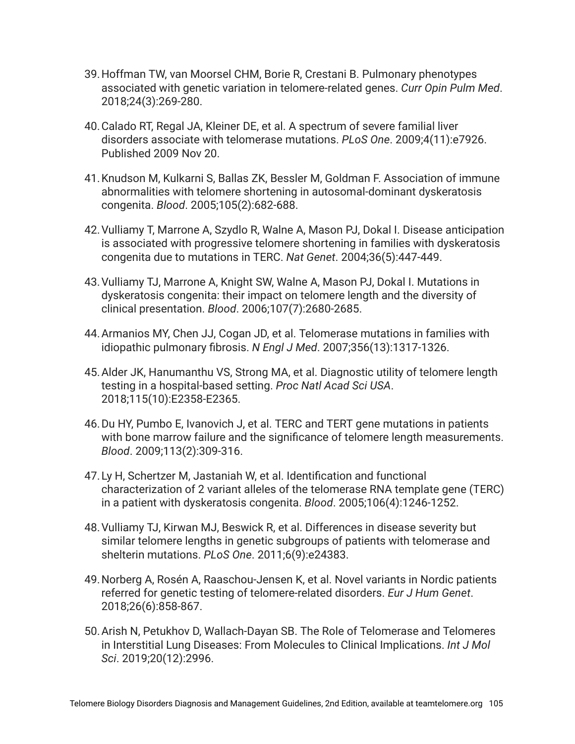39. Hoffman TW, van Moorsel CHM, Borie R, Crestani B. Pulmonary phenotypes associated with genetic variation in telomere-related genes. *Curr Opin Pulm Med*. 2018;24(3):269-280.

40. Calado RT, Regal JA, Kleiner DE, et al. A spectrum of severe familial liver disorders associate with telomerase mutations. *PLoS One*. 2009;4(11):e7926. Published 2009 Nov 20.

41. Knudson M, Kulkarni S, Ballas ZK, Bessler M, Goldman F. Association of immune abnormalities with telomere shortening in autosomal-dominant dyskeratosis congenita. *Blood*. 2005;105(2):682-688.

42. Vulliamy T, Marrone A, Szydlo R, Walne A, Mason PJ, Dokal I. Disease anticipation is associated with progressive telomere shortening in families with dyskeratosis congenita due to mutations in TERC. *Nat Genet*. 2004;36(5):447-449.

43. Vulliamy TJ, Marrone A, Knight SW, Walne A, Mason PJ, Dokal I. Mutations in dyskeratosis congenita: their impact on telomere length and the diversity of clinical presentation. *Blood*. 2006;107(7):2680-2685.

44. Armanios MY, Chen JJ, Cogan JD, et al. Telomerase mutations in families with idiopathic pulmonary fibrosis. *N Engl J Med*. 2007;356(13):1317-1326.

45. Alder JK, Hanumanthu VS, Strong MA, et al. Diagnostic utility of telomere length testing in a hospital-based setting. *Proc Natl Acad Sci USA*. 2018;115(10):E2358-E2365.

46. Du HY, Pumbo E, Ivanovich J, et al. TERC and TERT gene mutations in patients with bone marrow failure and the significance of telomere length measurements. *Blood*. 2009;113(2):309-316.

47. Ly H, Schertzer M, Jastaniah W, et al. Identification and functional characterization of 2 variant alleles of the telomerase RNA template gene (TERC) in a patient with dyskeratosis congenita. *Blood*. 2005;106(4):1246-1252.

48. Vulliamy TJ, Kirwan MJ, Beswick R, et al. Differences in disease severity but similar telomere lengths in genetic subgroups of patients with telomerase and shelterin mutations. *PLoS One*. 2011;6(9):e24383.

49. Norberg A, Rosén A, Raaschou-Jensen K, et al. Novel variants in Nordic patients referred for genetic testing of telomere-related disorders. *Eur J Hum Genet*. 2018;26(6):858-867.

50. Arish N, Petukhov D, Wallach-Dayan SB. The Role of Telomerase and Telomeres in Interstitial Lung Diseases: From Molecules to Clinical Implications. *Int J Mol Sci*. 2019;20(12):2996.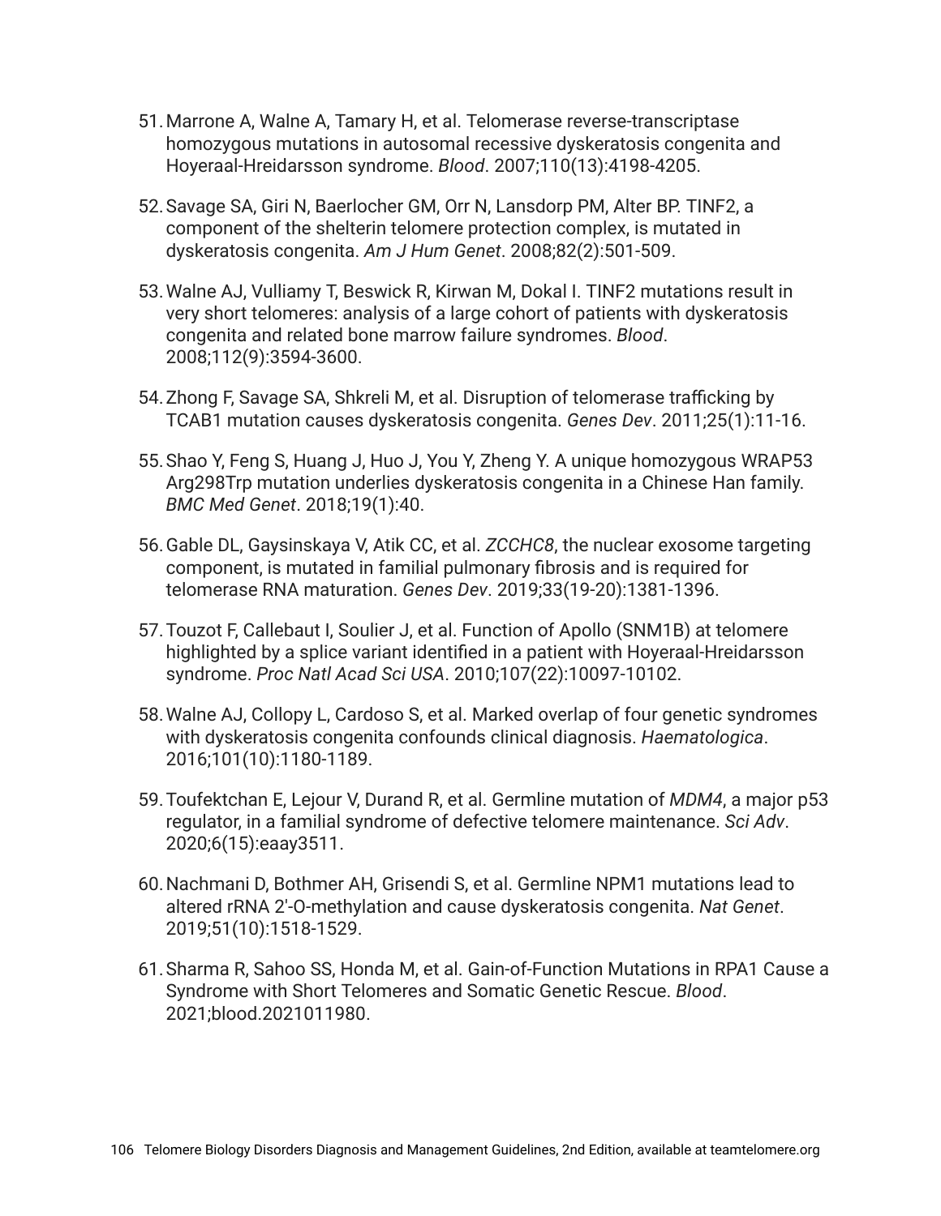51. Marrone A, Walne A, Tamary H, et al. Telomerase reverse-transcriptase homozygous mutations in autosomal recessive dyskeratosis congenita and Hoyeraal-Hreidarsson syndrome. *Blood*. 2007;110(13):4198-4205.

52. Savage SA, Giri N, Baerlocher GM, Orr N, Lansdorp PM, Alter BP. TINF2, a component of the shelterin telomere protection complex, is mutated in dyskeratosis congenita. *Am J Hum Genet*. 2008;82(2):501-509.

53. Walne AJ, Vulliamy T, Beswick R, Kirwan M, Dokal I. TINF2 mutations result in very short telomeres: analysis of a large cohort of patients with dyskeratosis congenita and related bone marrow failure syndromes. *Blood*. 2008;112(9):3594-3600.

54. Zhong F, Savage SA, Shkreli M, et al. Disruption of telomerase trafficking by TCAB1 mutation causes dyskeratosis congenita. *Genes Dev*. 2011;25(1):11-16.

55. Shao Y, Feng S, Huang J, Huo J, You Y, Zheng Y. A unique homozygous WRAP53 Arg298Trp mutation underlies dyskeratosis congenita in a Chinese Han family. *BMC Med Genet*. 2018;19(1):40.

56. Gable DL, Gaysinskaya V, Atik CC, et al. *ZCCHC8*, the nuclear exosome targeting component, is mutated in familial pulmonary fibrosis and is required for telomerase RNA maturation. *Genes Dev*. 2019;33(19-20):1381-1396.

57. Touzot F, Callebaut I, Soulier J, et al. Function of Apollo (SNM1B) at telomere highlighted by a splice variant identified in a patient with Hoyeraal-Hreidarsson syndrome. *Proc Natl Acad Sci USA*. 2010;107(22):10097-10102.

58. Walne AJ, Collopy L, Cardoso S, et al. Marked overlap of four genetic syndromes with dyskeratosis congenita confounds clinical diagnosis. *Haematologica*. 2016;101(10):1180-1189.

59. Toufektchan E, Lejour V, Durand R, et al. Germline mutation of *MDM4*, a major p53 regulator, in a familial syndrome of defective telomere maintenance. *Sci Adv*. 2020;6(15):eaay3511.

60. Nachmani D, Bothmer AH, Grisendi S, et al. Germline NPM1 mutations lead to altered rRNA 2'-O-methylation and cause dyskeratosis congenita. *Nat Genet*. 2019;51(10):1518-1529.

61. Sharma R, Sahoo SS, Honda M, et al. Gain-of-Function Mutations in RPA1 Cause a Syndrome with Short Telomeres and Somatic Genetic Rescue. *Blood*. 2021;blood.2021011980.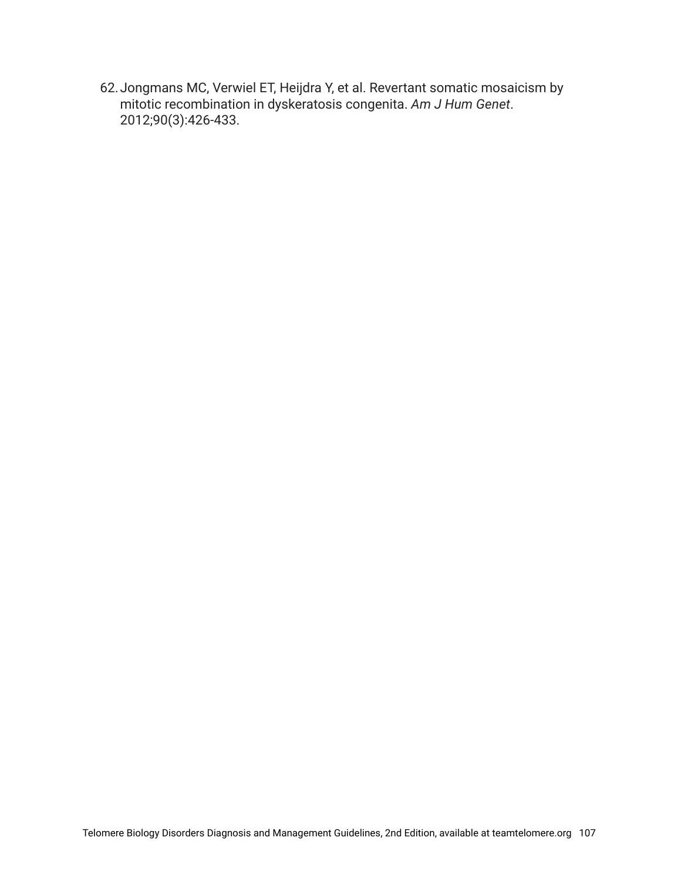62. Jongmans MC, Verwiel ET, Heijdra Y, et al. Revertant somatic mosaicism by mitotic recombination in dyskeratosis congenita. *Am J Hum Genet*. 2012;90(3):426-433.